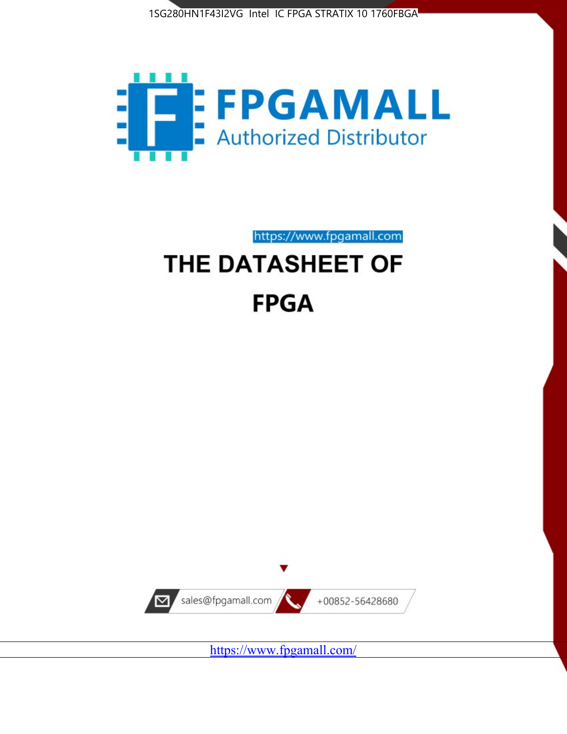1SG280HN1F43I2VG Intel IC FPGA STRATIX 10 1760FBGA

FPGAMALL

Authorized Distributor

https://www.fpgamall.com

# THE DATASHEET OF

# FPGA

sales@fpgamall.com

+00852-56428680

https://www.fpgamall.com/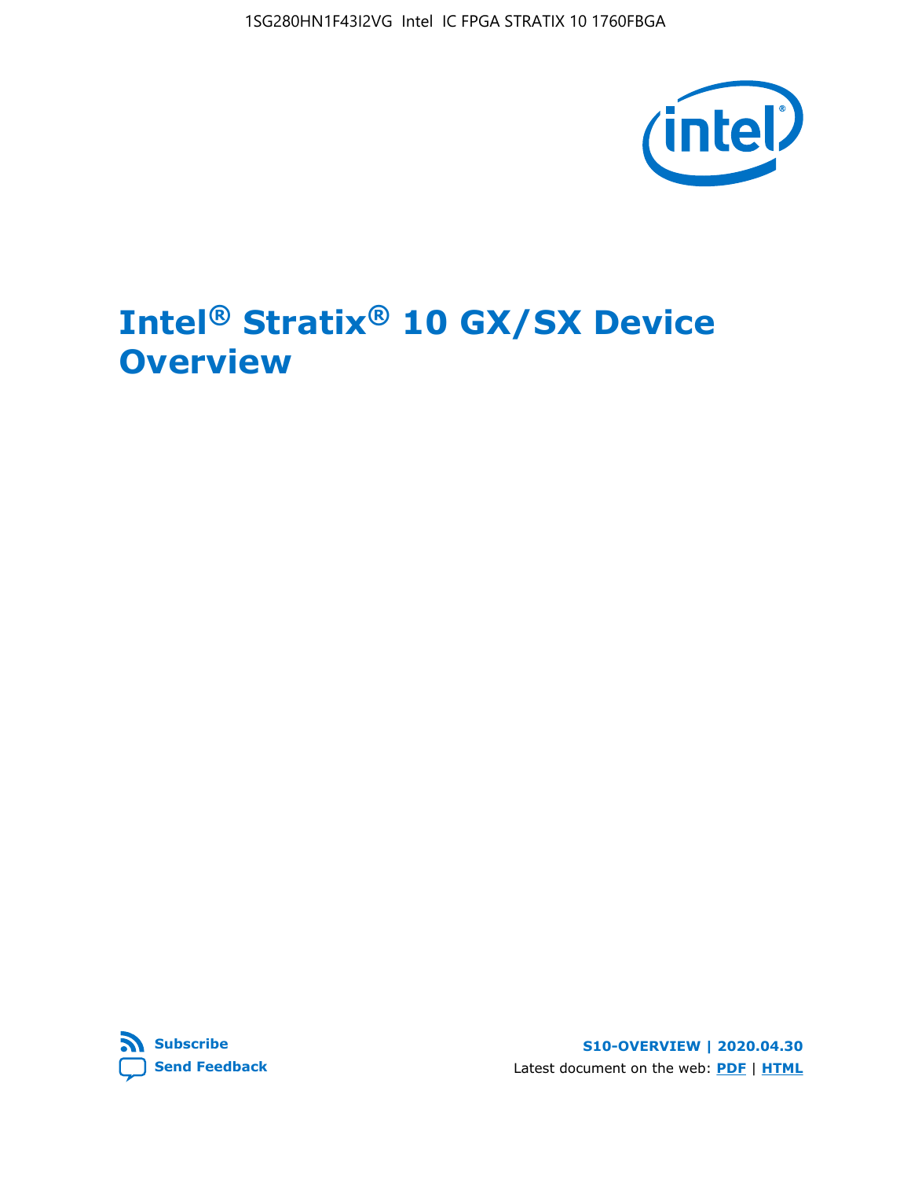# Intel® Stratix® 10 GX/SX Device Overview

**Subscribe**

**Send Feedback**

**S10-OVERVIEW | 2020.04.30**

Latest document on the web: **PDF** | **HTML**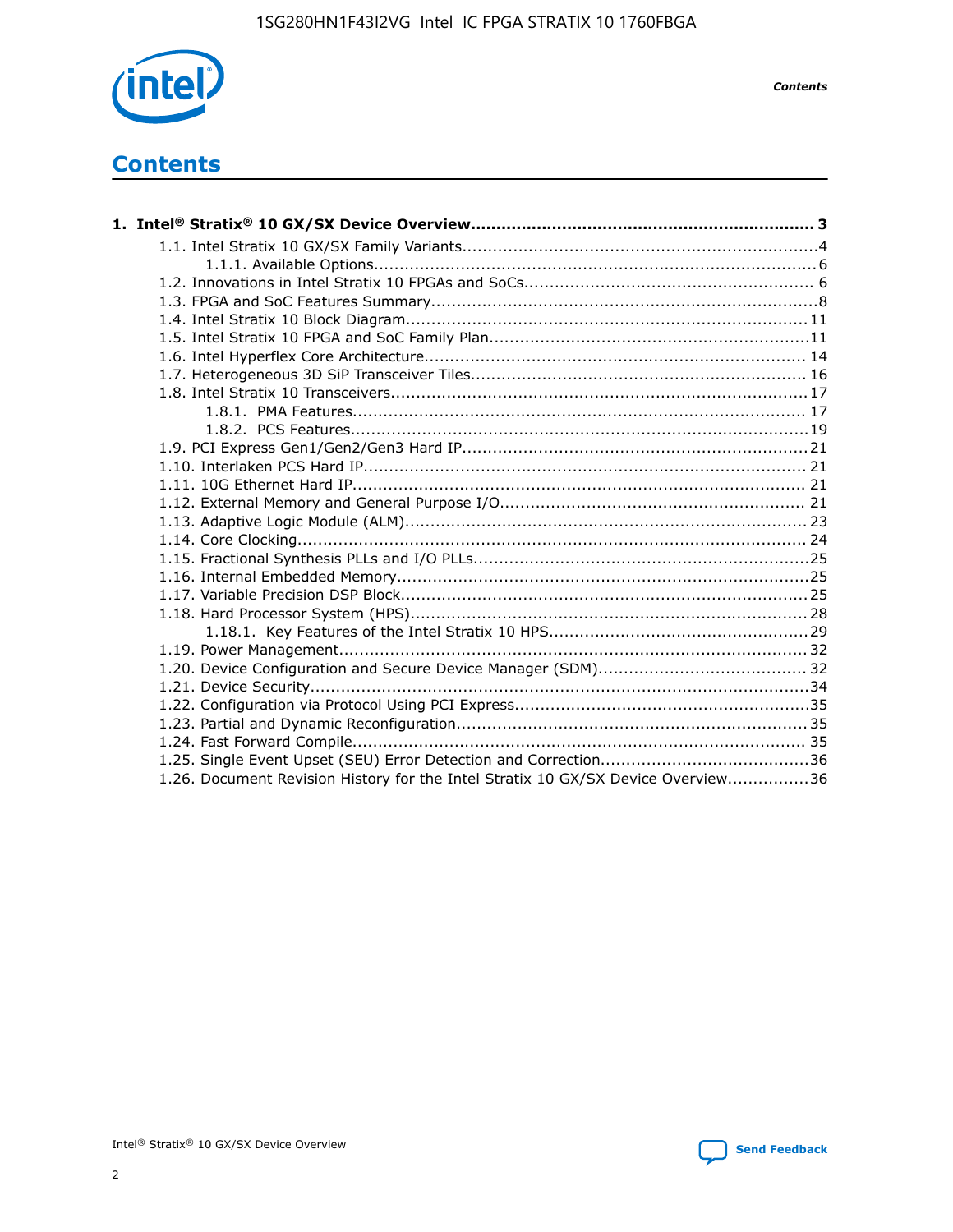# Contents

**1. Intel® Stratix® 10 GX/SX Device Overview.................................................................... 3**

- 1.1. Intel Stratix 10 GX/SX Family Variants.....................................................................4
  - 1.1.1. Available Options....................................................................................... 6
- 1.2. Innovations in Intel Stratix 10 FPGAs and SoCs......................................................... 6
- 1.3. FPGA and SoC Features Summary............................................................................8
- 1.4. Intel Stratix 10 Block Diagram............................................................................... 11
- 1.5. Intel Stratix 10 FPGA and SoC Family Plan...............................................................11
- 1.6. Intel Hyperflex Core Architecture........................................................................... 14
- 1.7. Heterogeneous 3D SiP Transceiver Tiles................................................................. 16
- 1.8. Intel Stratix 10 Transceivers.................................................................................. 17
  - 1.8.1. PMA Features........................................................................................ 17
  - 1.8.2. PCS Features.........................................................................................19
- 1.9. PCI Express Gen1/Gen2/Gen3 Hard IP...................................................................21
- 1.10. Interlaken PCS Hard IP....................................................................................... 21
- 1.11. 10G Ethernet Hard IP......................................................................................... 21
- 1.12. External Memory and General Purpose I/O........................................................... 21
- 1.13. Adaptive Logic Module (ALM)............................................................................... 23
- 1.14. Core Clocking.................................................................................................... 24
- 1.15. Fractional Synthesis PLLs and I/O PLLs.................................................................25
- 1.16. Internal Embedded Memory.................................................................................25
- 1.17. Variable Precision DSP Block................................................................................25
- 1.18. Hard Processor System (HPS)..............................................................................28
  - 1.18.1. Key Features of the Intel Stratix 10 HPS..................................................29
- 1.19. Power Management............................................................................................ 32
- 1.20. Device Configuration and Secure Device Manager (SDM)......................................... 32
- 1.21. Device Security..................................................................................................34
- 1.22. Configuration via Protocol Using PCI Express.........................................................35
- 1.23. Partial and Dynamic Reconfiguration.................................................................... 35
- 1.24. Fast Forward Compile......................................................................................... 35
- 1.25. Single Event Upset (SEU) Error Detection and Correction.........................................36
- 1.26. Document Revision History for the Intel Stratix 10 GX/SX Device Overview................36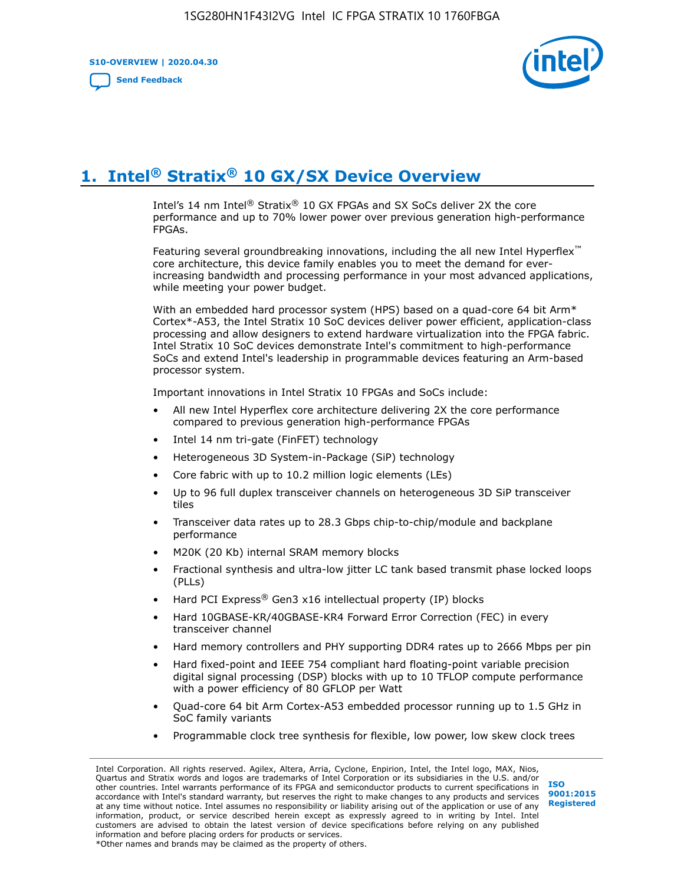# 1. Intel® Stratix® 10 GX/SX Device Overview

Intel's 14 nm Intel® Stratix® 10 GX FPGAs and SX SoCs deliver 2X the core performance and up to 70% lower power over previous generation high-performance FPGAs.

Featuring several groundbreaking innovations, including the all new Intel Hyperflex™ core architecture, this device family enables you to meet the demand for ever-increasing bandwidth and processing performance in your most advanced applications, while meeting your power budget.

With an embedded hard processor system (HPS) based on a quad-core 64 bit Arm* Cortex*-A53, the Intel Stratix 10 SoC devices deliver power efficient, application-class processing and allow designers to extend hardware virtualization into the FPGA fabric. Intel Stratix 10 SoC devices demonstrate Intel's commitment to high-performance SoCs and extend Intel's leadership in programmable devices featuring an Arm-based processor system.

Important innovations in Intel Stratix 10 FPGAs and SoCs include:

- All new Intel Hyperflex core architecture delivering 2X the core performance compared to previous generation high-performance FPGAs
- Intel 14 nm tri-gate (FinFET) technology
- Heterogeneous 3D System-in-Package (SiP) technology
- Core fabric with up to 10.2 million logic elements (LEs)
- Up to 96 full duplex transceiver channels on heterogeneous 3D SiP transceiver tiles
- Transceiver data rates up to 28.3 Gbps chip-to-chip/module and backplane performance
- M20K (20 Kb) internal SRAM memory blocks
- Fractional synthesis and ultra-low jitter LC tank based transmit phase locked loops (PLLs)
- Hard PCI Express® Gen3 x16 intellectual property (IP) blocks
- Hard 10GBASE-KR/40GBASE-KR4 Forward Error Correction (FEC) in every transceiver channel
- Hard memory controllers and PHY supporting DDR4 rates up to 2666 Mbps per pin
- Hard fixed-point and IEEE 754 compliant hard floating-point variable precision digital signal processing (DSP) blocks with up to 10 TFLOP compute performance with a power efficiency of 80 GFLOP per Watt
- Quad-core 64 bit Arm Cortex-A53 embedded processor running up to 1.5 GHz in SoC family variants
- Programmable clock tree synthesis for flexible, low power, low skew clock trees

Intel Corporation. All rights reserved. Agilex, Altera, Arria, Cyclone, Enpirion, Intel, the Intel logo, MAX, Nios, Quartus and Stratix words and logos are trademarks of Intel Corporation or its subsidiaries in the U.S. and/or other countries. Intel warrants performance of its FPGA and semiconductor products to current specifications in accordance with Intel's standard warranty, but reserves the right to make changes to any products and services at any time without notice. Intel assumes no responsibility or liability arising out of the application or use of any information, product, or service described herein except as expressly agreed to in writing by Intel. Intel customers are advised to obtain the latest version of device specifications before relying on any published information and before placing orders for products or services.
*Other names and brands may be claimed as the property of others.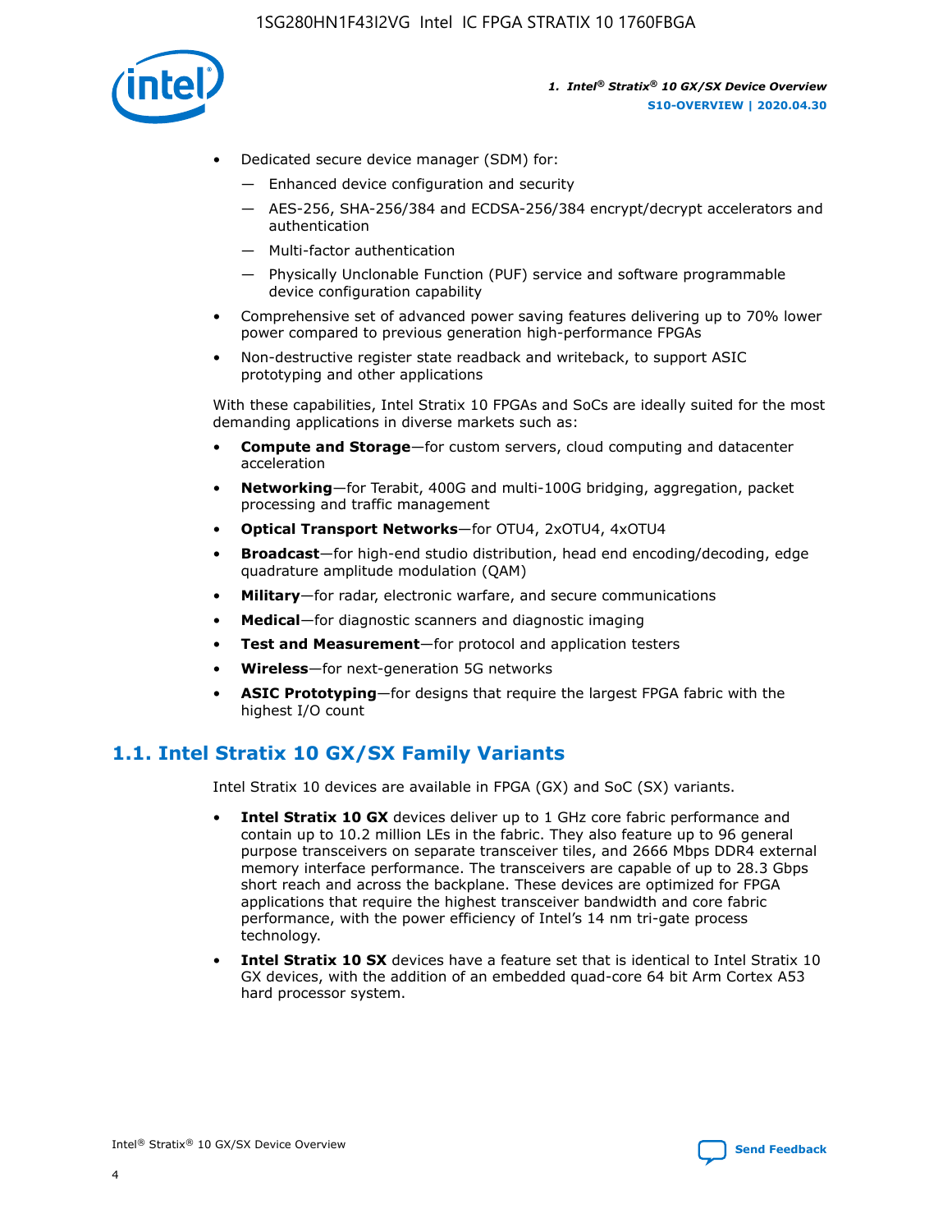- Dedicated secure device manager (SDM) for:
  - Enhanced device configuration and security
  - AES-256, SHA-256/384 and ECDSA-256/384 encrypt/decrypt accelerators and authentication
  - Multi-factor authentication
  - Physically Unclonable Function (PUF) service and software programmable device configuration capability
- Comprehensive set of advanced power saving features delivering up to 70% lower power compared to previous generation high-performance FPGAs
- Non-destructive register state readback and writeback, to support ASIC prototyping and other applications

With these capabilities, Intel Stratix 10 FPGAs and SoCs are ideally suited for the most demanding applications in diverse markets such as:

- **Compute and Storage**—for custom servers, cloud computing and datacenter acceleration
- **Networking**—for Terabit, 400G and multi-100G bridging, aggregation, packet processing and traffic management
- **Optical Transport Networks**—for OTU4, 2xOTU4, 4xOTU4
- **Broadcast**—for high-end studio distribution, head end encoding/decoding, edge quadrature amplitude modulation (QAM)
- **Military**—for radar, electronic warfare, and secure communications
- **Medical**—for diagnostic scanners and diagnostic imaging
- **Test and Measurement**—for protocol and application testers
- **Wireless**—for next-generation 5G networks
- **ASIC Prototyping**—for designs that require the largest FPGA fabric with the highest I/O count

## 1.1. Intel Stratix 10 GX/SX Family Variants

Intel Stratix 10 devices are available in FPGA (GX) and SoC (SX) variants.

- **Intel Stratix 10 GX** devices deliver up to 1 GHz core fabric performance and contain up to 10.2 million LEs in the fabric. They also feature up to 96 general purpose transceivers on separate transceiver tiles, and 2666 Mbps DDR4 external memory interface performance. The transceivers are capable of up to 28.3 Gbps short reach and across the backplane. These devices are optimized for FPGA applications that require the highest transceiver bandwidth and core fabric performance, with the power efficiency of Intel's 14 nm tri-gate process technology.
- **Intel Stratix 10 SX** devices have a feature set that is identical to Intel Stratix 10 GX devices, with the addition of an embedded quad-core 64 bit Arm Cortex A53 hard processor system.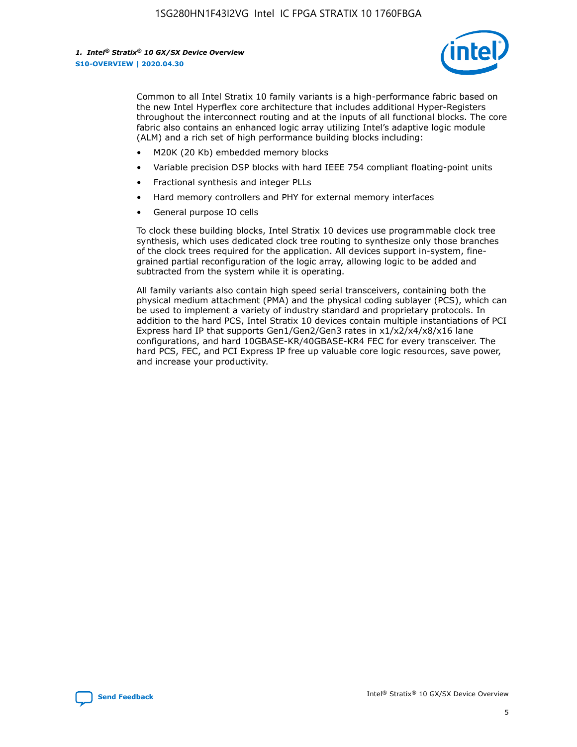Common to all Intel Stratix 10 family variants is a high-performance fabric based on the new Intel Hyperflex core architecture that includes additional Hyper-Registers throughout the interconnect routing and at the inputs of all functional blocks. The core fabric also contains an enhanced logic array utilizing Intel's adaptive logic module (ALM) and a rich set of high performance building blocks including:

- M20K (20 Kb) embedded memory blocks
- Variable precision DSP blocks with hard IEEE 754 compliant floating-point units
- Fractional synthesis and integer PLLs
- Hard memory controllers and PHY for external memory interfaces
- General purpose IO cells

To clock these building blocks, Intel Stratix 10 devices use programmable clock tree synthesis, which uses dedicated clock tree routing to synthesize only those branches of the clock trees required for the application. All devices support in-system, fine-grained partial reconfiguration of the logic array, allowing logic to be added and subtracted from the system while it is operating.

All family variants also contain high speed serial transceivers, containing both the physical medium attachment (PMA) and the physical coding sublayer (PCS), which can be used to implement a variety of industry standard and proprietary protocols. In addition to the hard PCS, Intel Stratix 10 devices contain multiple instantiations of PCI Express hard IP that supports Gen1/Gen2/Gen3 rates in x1/x2/x4/x8/x16 lane configurations, and hard 10GBASE-KR/40GBASE-KR4 FEC for every transceiver. The hard PCS, FEC, and PCI Express IP free up valuable core logic resources, save power, and increase your productivity.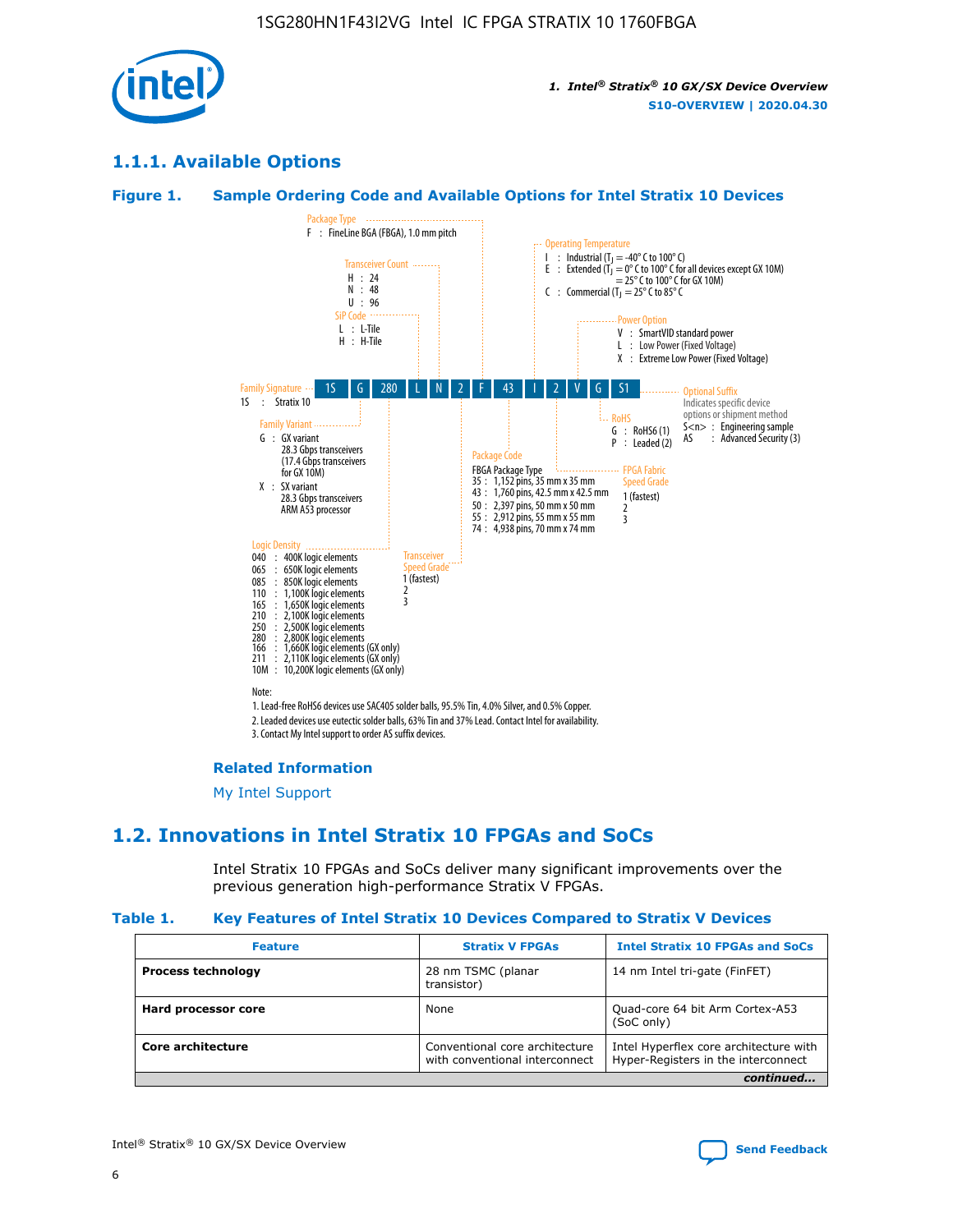## 1.1.1. Available Options

### Figure 1. Sample Ordering Code and Available Options for Intel Stratix 10 Devices

1S | G | 280 | L | N | 2 | F | 43 | I | 2 | V | G | S1

**Family Signature**
1S : Stratix 10

**Family Variant**
G : GX variant
28.3 Gbps transceivers
(17.4 Gbps transceivers for GX 10M)
X : SX variant
28.3 Gbps transceivers
ARM A53 processor

**Logic Density**
040 : 400K logic elements
065 : 650K logic elements
085 : 850K logic elements
110 : 1,100K logic elements
165 : 1,650K logic elements
210 : 2,100K logic elements
250 : 2,500K logic elements
280 : 2,800K logic elements
166 : 1,660K logic elements (GX only)
211 : 2,110K logic elements (GX only)
10M : 10,200K logic elements (GX only)

**SiP Code**
L : L-Tile
H : H-Tile

**Transceiver Count**
H : 24
N : 48
U : 96

**Transceiver Speed Grade**
1 (fastest)
2
3

**Package Type**
F : FineLine BGA (FBGA), 1.0 mm pitch

**Package Code**
FBGA Package Type
35 : 1,152 pins, 35 mm x 35 mm
43 : 1,760 pins, 42.5 mm x 42.5 mm
50 : 2,397 pins, 50 mm x 50 mm
55 : 2,912 pins, 55 mm x 55 mm
74 : 4,938 pins, 70 mm x 74 mm

**Operating Temperature**
I : Industrial ($T_J$ = -40° C to 100° C)
E : Extended ($T_J$ = 0° C to 100° C for all devices except GX 10M)
= 25° C to 100° C for GX 10M)
C : Commercial ($T_J$ = 25° C to 85° C

**FPGA Fabric Speed Grade**
1 (fastest)
2
3

**Power Option**
V : SmartVID standard power
L : Low Power (Fixed Voltage)
X : Extreme Low Power (Fixed Voltage)

**RoHS**
G : RoHS6 (1)
P : Leaded (2)

**Optional Suffix**
Indicates specific device options or shipment method
S<n> : Engineering sample
AS : Advanced Security (3)

Note:
1. Lead-free RoHS6 devices use SAC405 solder balls, 95.5% Tin, 4.0% Silver, and 0.5% Copper.
2. Leaded devices use eutectic solder balls, 63% Tin and 37% Lead. Contact Intel for availability.
3. Contact My Intel support to order AS suffix devices.

#### Related Information

My Intel Support

## 1.2. Innovations in Intel Stratix 10 FPGAs and SoCs

Intel Stratix 10 FPGAs and SoCs deliver many significant improvements over the previous generation high-performance Stratix V FPGAs.

### Table 1. Key Features of Intel Stratix 10 Devices Compared to Stratix V Devices

| Feature | Stratix V FPGAs | Intel Stratix 10 FPGAs and SoCs |
|---|---|---|
| **Process technology** | 28 nm TSMC (planar transistor) | 14 nm Intel tri-gate (FinFET) |
| **Hard processor core** | None | Quad-core 64 bit Arm Cortex-A53 (SoC only) |
| **Core architecture** | Conventional core architecture with conventional interconnect | Intel Hyperflex core architecture with Hyper-Registers in the interconnect |

*continued...*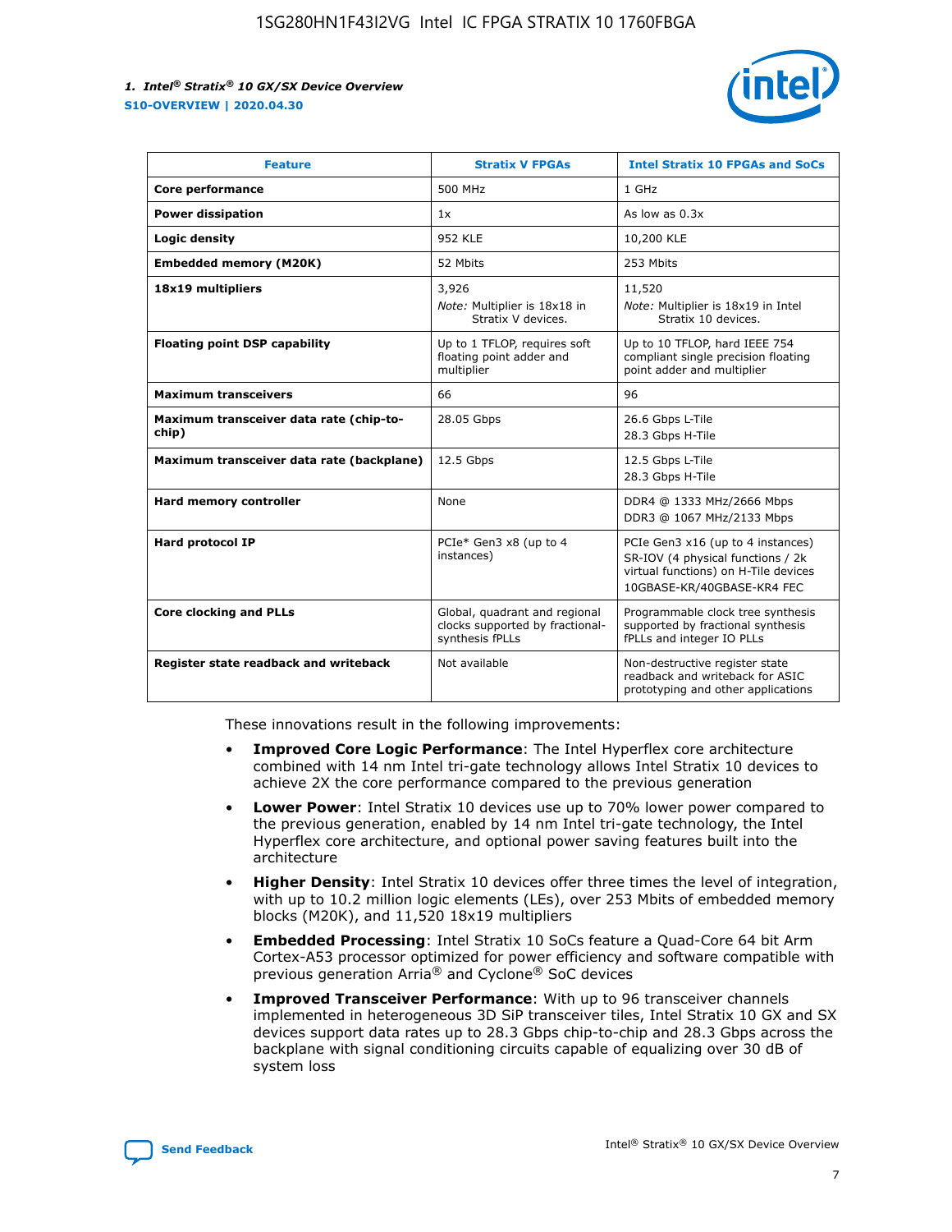| Feature | Stratix V FPGAs | Intel Stratix 10 FPGAs and SoCs |
| --- | --- | --- |
| **Core performance** | 500 MHz | 1 GHz |
| **Power dissipation** | 1x | As low as 0.3x |
| **Logic density** | 952 KLE | 10,200 KLE |
| **Embedded memory (M20K)** | 52 Mbits | 253 Mbits |
| **18x19 multipliers** | 3,926<br>*Note:* Multiplier is 18x18 in Stratix V devices. | 11,520<br>*Note:* Multiplier is 18x19 in Intel Stratix 10 devices. |
| **Floating point DSP capability** | Up to 1 TFLOP, requires soft floating point adder and multiplier | Up to 10 TFLOP, hard IEEE 754 compliant single precision floating point adder and multiplier |
| **Maximum transceivers** | 66 | 96 |
| **Maximum transceiver data rate (chip-to-chip)** | 28.05 Gbps | 26.6 Gbps L-Tile<br>28.3 Gbps H-Tile |
| **Maximum transceiver data rate (backplane)** | 12.5 Gbps | 12.5 Gbps L-Tile<br>28.3 Gbps H-Tile |
| **Hard memory controller** | None | DDR4 @ 1333 MHz/2666 Mbps<br>DDR3 @ 1067 MHz/2133 Mbps |
| **Hard protocol IP** | PCIe* Gen3 x8 (up to 4 instances) | PCIe Gen3 x16 (up to 4 instances)<br>SR-IOV (4 physical functions / 2k virtual functions) on H-Tile devices<br>10GBASE-KR/40GBASE-KR4 FEC |
| **Core clocking and PLLs** | Global, quadrant and regional clocks supported by fractional-synthesis fPLLs | Programmable clock tree synthesis supported by fractional synthesis fPLLs and integer IO PLLs |
| **Register state readback and writeback** | Not available | Non-destructive register state readback and writeback for ASIC prototyping and other applications |

These innovations result in the following improvements:

- **Improved Core Logic Performance**: The Intel Hyperflex core architecture combined with 14 nm Intel tri-gate technology allows Intel Stratix 10 devices to achieve 2X the core performance compared to the previous generation
- **Lower Power**: Intel Stratix 10 devices use up to 70% lower power compared to the previous generation, enabled by 14 nm Intel tri-gate technology, the Intel Hyperflex core architecture, and optional power saving features built into the architecture
- **Higher Density**: Intel Stratix 10 devices offer three times the level of integration, with up to 10.2 million logic elements (LEs), over 253 Mbits of embedded memory blocks (M20K), and 11,520 18x19 multipliers
- **Embedded Processing**: Intel Stratix 10 SoCs feature a Quad-Core 64 bit Arm Cortex-A53 processor optimized for power efficiency and software compatible with previous generation Arria® and Cyclone® SoC devices
- **Improved Transceiver Performance**: With up to 96 transceiver channels implemented in heterogeneous 3D SiP transceiver tiles, Intel Stratix 10 GX and SX devices support data rates up to 28.3 Gbps chip-to-chip and 28.3 Gbps across the backplane with signal conditioning circuits capable of equalizing over 30 dB of system loss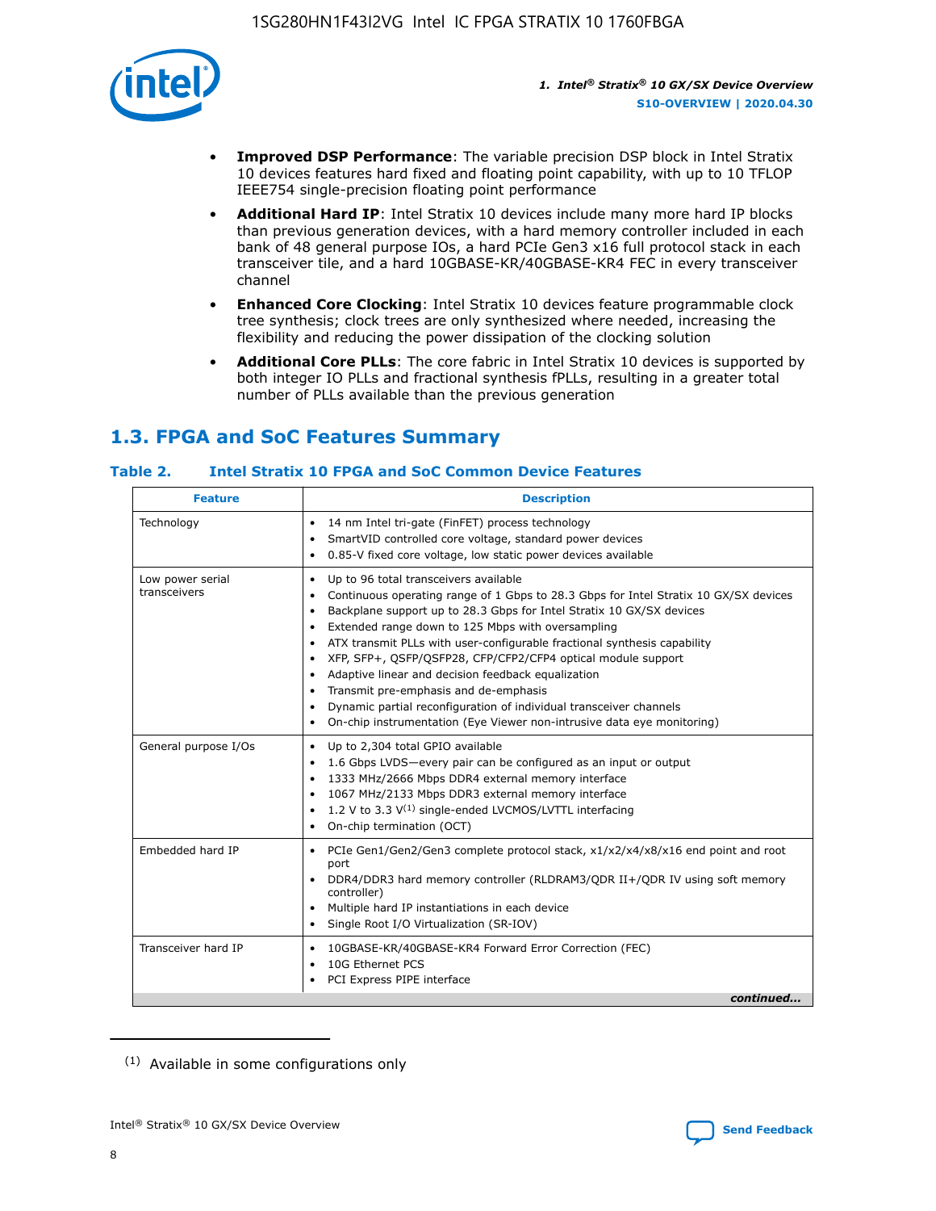- **Improved DSP Performance**: The variable precision DSP block in Intel Stratix 10 devices features hard fixed and floating point capability, with up to 10 TFLOP IEEE754 single-precision floating point performance
- **Additional Hard IP**: Intel Stratix 10 devices include many more hard IP blocks than previous generation devices, with a hard memory controller included in each bank of 48 general purpose IOs, a hard PCIe Gen3 x16 full protocol stack in each transceiver tile, and a hard 10GBASE-KR/40GBASE-KR4 FEC in every transceiver channel
- **Enhanced Core Clocking**: Intel Stratix 10 devices feature programmable clock tree synthesis; clock trees are only synthesized where needed, increasing the flexibility and reducing the power dissipation of the clocking solution
- **Additional Core PLLs**: The core fabric in Intel Stratix 10 devices is supported by both integer IO PLLs and fractional synthesis fPLLs, resulting in a greater total number of PLLs available than the previous generation

## 1.3. FPGA and SoC Features Summary

### Table 2. Intel Stratix 10 FPGA and SoC Common Device Features

| Feature | Description |
| --- | --- |
| Technology | • 14 nm Intel tri-gate (FinFET) process technology<br>• SmartVID controlled core voltage, standard power devices<br>• 0.85-V fixed core voltage, low static power devices available |
| Low power serial transceivers | • Up to 96 total transceivers available<br>• Continuous operating range of 1 Gbps to 28.3 Gbps for Intel Stratix 10 GX/SX devices<br>• Backplane support up to 28.3 Gbps for Intel Stratix 10 GX/SX devices<br>• Extended range down to 125 Mbps with oversampling<br>• ATX transmit PLLs with user-configurable fractional synthesis capability<br>• XFP, SFP+, QSFP/QSFP28, CFP/CFP2/CFP4 optical module support<br>• Adaptive linear and decision feedback equalization<br>• Transmit pre-emphasis and de-emphasis<br>• Dynamic partial reconfiguration of individual transceiver channels<br>• On-chip instrumentation (Eye Viewer non-intrusive data eye monitoring) |
| General purpose I/Os | • Up to 2,304 total GPIO available<br>• 1.6 Gbps LVDS—every pair can be configured as an input or output<br>• 1333 MHz/2666 Mbps DDR4 external memory interface<br>• 1067 MHz/2133 Mbps DDR3 external memory interface<br>• 1.2 V to 3.3 V[1] single-ended LVCMOS/LVTTL interfacing<br>• On-chip termination (OCT) |
| Embedded hard IP | • PCIe Gen1/Gen2/Gen3 complete protocol stack, x1/x2/x4/x8/x16 end point and root port<br>• DDR4/DDR3 hard memory controller (RLDRAM3/QDR II+/QDR IV using soft memory controller)<br>• Multiple hard IP instantiations in each device<br>• Single Root I/O Virtualization (SR-IOV) |
| Transceiver hard IP | • 10GBASE-KR/40GBASE-KR4 Forward Error Correction (FEC)<br>• 10G Ethernet PCS<br>• PCI Express PIPE interface |

*continued...*

(1) Available in some configurations only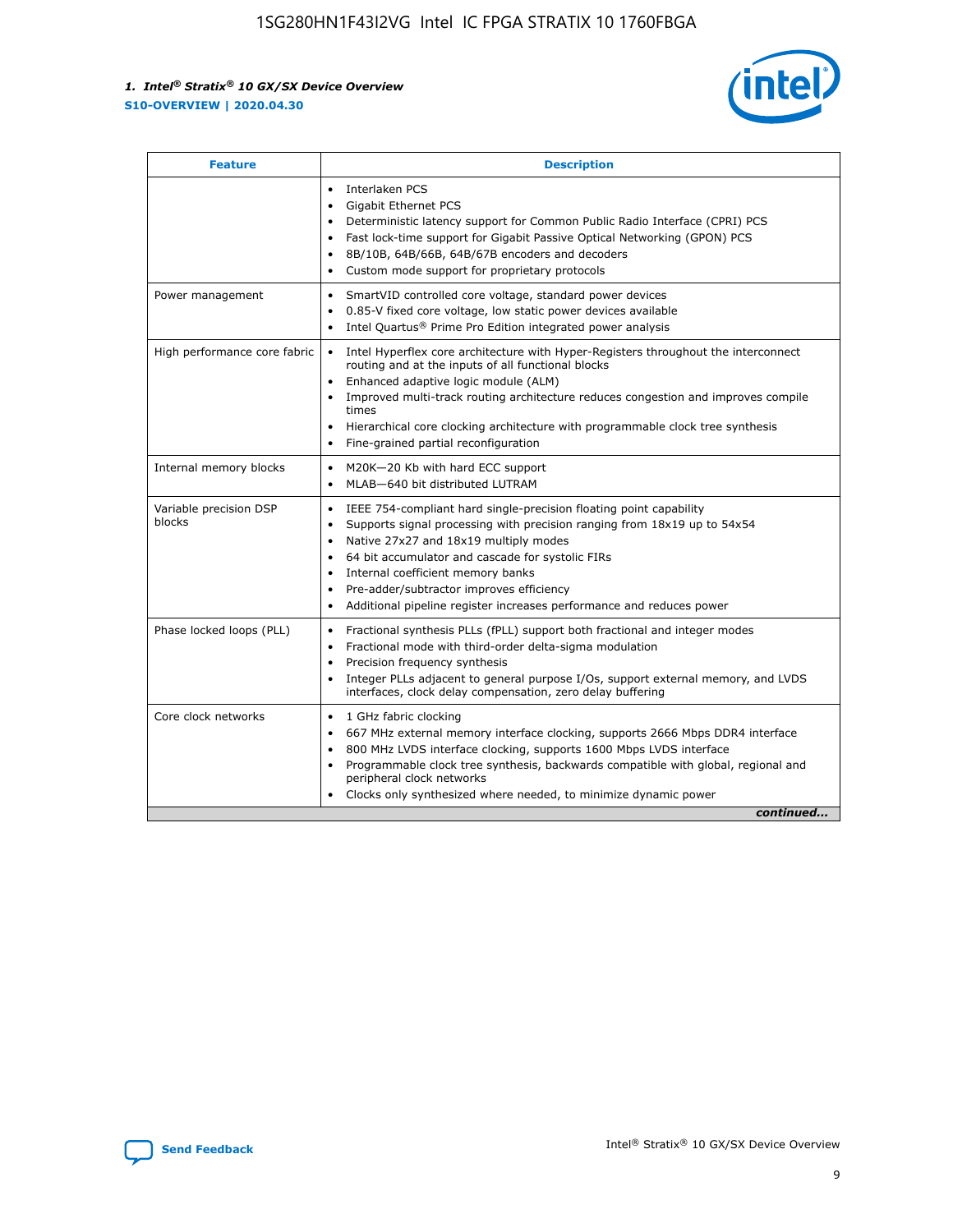| Feature | Description |
| --- | --- |
| | • Interlaken PCS<br>• Gigabit Ethernet PCS<br>• Deterministic latency support for Common Public Radio Interface (CPRI) PCS<br>• Fast lock-time support for Gigabit Passive Optical Networking (GPON) PCS<br>• 8B/10B, 64B/66B, 64B/67B encoders and decoders<br>• Custom mode support for proprietary protocols |
| Power management | • SmartVID controlled core voltage, standard power devices<br>• 0.85-V fixed core voltage, low static power devices available<br>• Intel Quartus® Prime Pro Edition integrated power analysis |
| High performance core fabric | • Intel Hyperflex core architecture with Hyper-Registers throughout the interconnect routing and at the inputs of all functional blocks<br>• Enhanced adaptive logic module (ALM)<br>• Improved multi-track routing architecture reduces congestion and improves compile times<br>• Hierarchical core clocking architecture with programmable clock tree synthesis<br>• Fine-grained partial reconfiguration |
| Internal memory blocks | • M20K—20 Kb with hard ECC support<br>• MLAB—640 bit distributed LUTRAM |
| Variable precision DSP blocks | • IEEE 754-compliant hard single-precision floating point capability<br>• Supports signal processing with precision ranging from 18x19 up to 54x54<br>• Native 27x27 and 18x19 multiply modes<br>• 64 bit accumulator and cascade for systolic FIRs<br>• Internal coefficient memory banks<br>• Pre-adder/subtractor improves efficiency<br>• Additional pipeline register increases performance and reduces power |
| Phase locked loops (PLL) | • Fractional synthesis PLLs (fPLL) support both fractional and integer modes<br>• Fractional mode with third-order delta-sigma modulation<br>• Precision frequency synthesis<br>• Integer PLLs adjacent to general purpose I/Os, support external memory, and LVDS interfaces, clock delay compensation, zero delay buffering |
| Core clock networks | • 1 GHz fabric clocking<br>• 667 MHz external memory interface clocking, supports 2666 Mbps DDR4 interface<br>• 800 MHz LVDS interface clocking, supports 1600 Mbps LVDS interface<br>• Programmable clock tree synthesis, backwards compatible with global, regional and peripheral clock networks<br>• Clocks only synthesized where needed, to minimize dynamic power |

*continued...*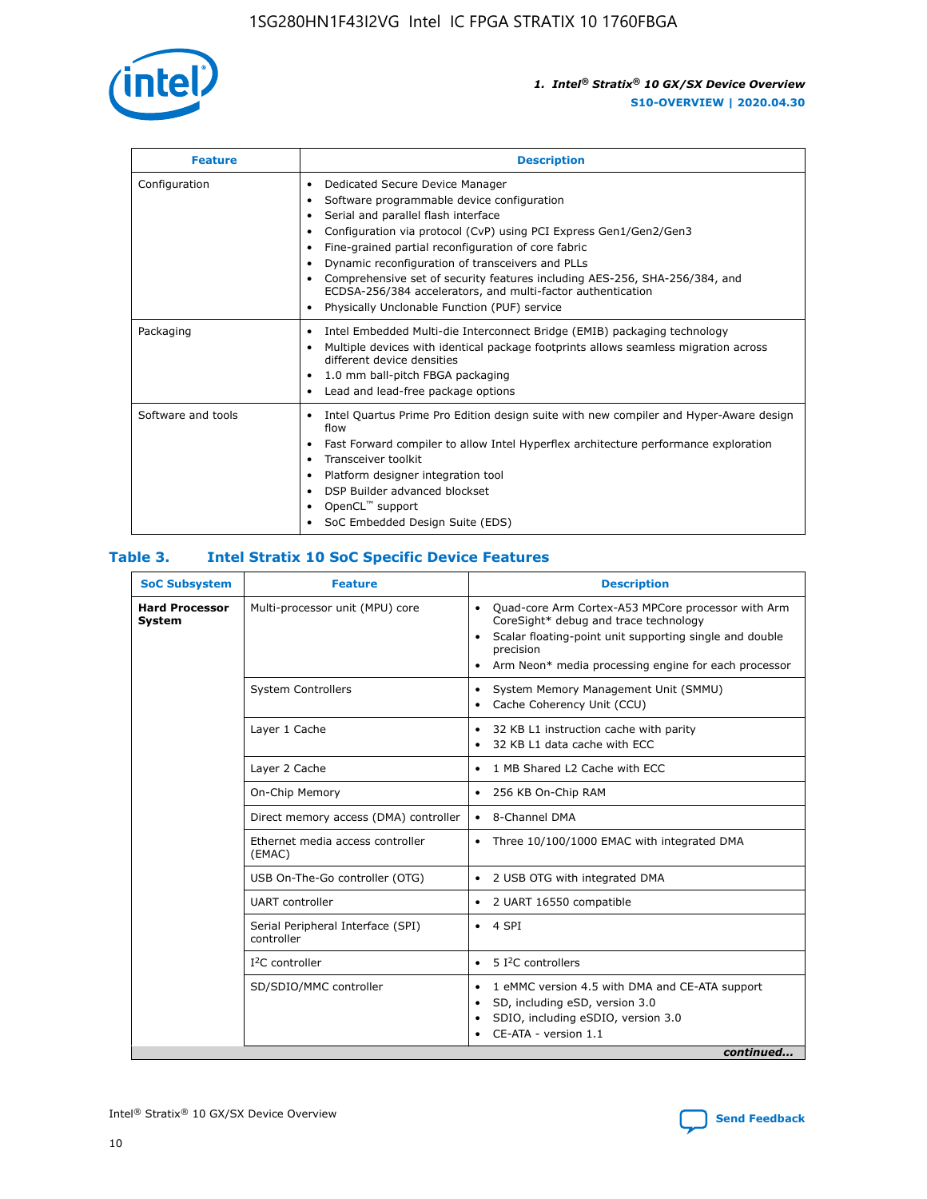| Feature | Description |
| --- | --- |
| Configuration | • Dedicated Secure Device Manager<br>• Software programmable device configuration<br>• Serial and parallel flash interface<br>• Configuration via protocol (CvP) using PCI Express Gen1/Gen2/Gen3<br>• Fine-grained partial reconfiguration of core fabric<br>• Dynamic reconfiguration of transceivers and PLLs<br>• Comprehensive set of security features including AES-256, SHA-256/384, and ECDSA-256/384 accelerators, and multi-factor authentication<br>• Physically Unclonable Function (PUF) service |
| Packaging | • Intel Embedded Multi-die Interconnect Bridge (EMIB) packaging technology<br>• Multiple devices with identical package footprints allows seamless migration across different device densities<br>• 1.0 mm ball-pitch FBGA packaging<br>• Lead and lead-free package options |
| Software and tools | • Intel Quartus Prime Pro Edition design suite with new compiler and Hyper-Aware design flow<br>• Fast Forward compiler to allow Intel Hyperflex architecture performance exploration<br>• Transceiver toolkit<br>• Platform designer integration tool<br>• DSP Builder advanced blockset<br>• OpenCL™ support<br>• SoC Embedded Design Suite (EDS) |

## Table 3. Intel Stratix 10 SoC Specific Device Features

| SoC Subsystem | Feature | Description |
| --- | --- | --- |
| **Hard Processor System** | Multi-processor unit (MPU) core | • Quad-core Arm Cortex-A53 MPCore processor with Arm CoreSight* debug and trace technology<br>• Scalar floating-point unit supporting single and double precision<br>• Arm Neon* media processing engine for each processor |
| | System Controllers | • System Memory Management Unit (SMMU)<br>• Cache Coherency Unit (CCU) |
| | Layer 1 Cache | • 32 KB L1 instruction cache with parity<br>• 32 KB L1 data cache with ECC |
| | Layer 2 Cache | • 1 MB Shared L2 Cache with ECC |
| | On-Chip Memory | • 256 KB On-Chip RAM |
| | Direct memory access (DMA) controller | • 8-Channel DMA |
| | Ethernet media access controller (EMAC) | • Three 10/100/1000 EMAC with integrated DMA |
| | USB On-The-Go controller (OTG) | • 2 USB OTG with integrated DMA |
| | UART controller | • 2 UART 16550 compatible |
| | Serial Peripheral Interface (SPI) controller | • 4 SPI |
| | I²C controller | • 5 I²C controllers |
| | SD/SDIO/MMC controller | • 1 eMMC version 4.5 with DMA and CE-ATA support<br>• SD, including eSD, version 3.0<br>• SDIO, including eSDIO, version 3.0<br>• CE-ATA - version 1.1 |

*continued...*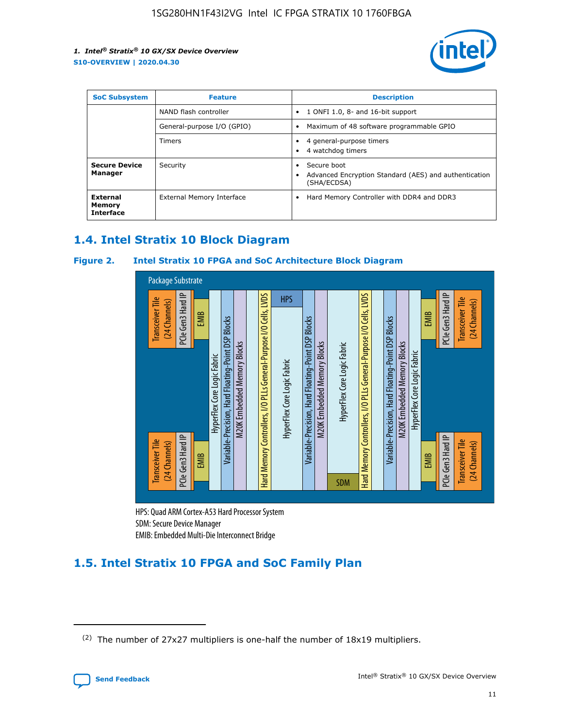| SoC Subsystem | Feature | Description |
|---|---|---|
| | NAND flash controller | • 1 ONFI 1.0, 8- and 16-bit support |
| | General-purpose I/O (GPIO) | • Maximum of 48 software programmable GPIO |
| | Timers | • 4 general-purpose timers<br>• 4 watchdog timers |
| **Secure Device Manager** | Security | • Secure boot<br>• Advanced Encryption Standard (AES) and authentication (SHA/ECDSA) |
| **External Memory Interface** | External Memory Interface | • Hard Memory Controller with DDR4 and DDR3 |

## 1.4. Intel Stratix 10 Block Diagram

**Figure 2. Intel Stratix 10 FPGA and SoC Architecture Block Diagram**

HPS: Quad ARM Cortex-A53 Hard Processor System
SDM: Secure Device Manager
EMIB: Embedded Multi-Die Interconnect Bridge

## 1.5. Intel Stratix 10 FPGA and SoC Family Plan

---

(2) The number of 27x27 multipliers is one-half the number of 18x19 multipliers.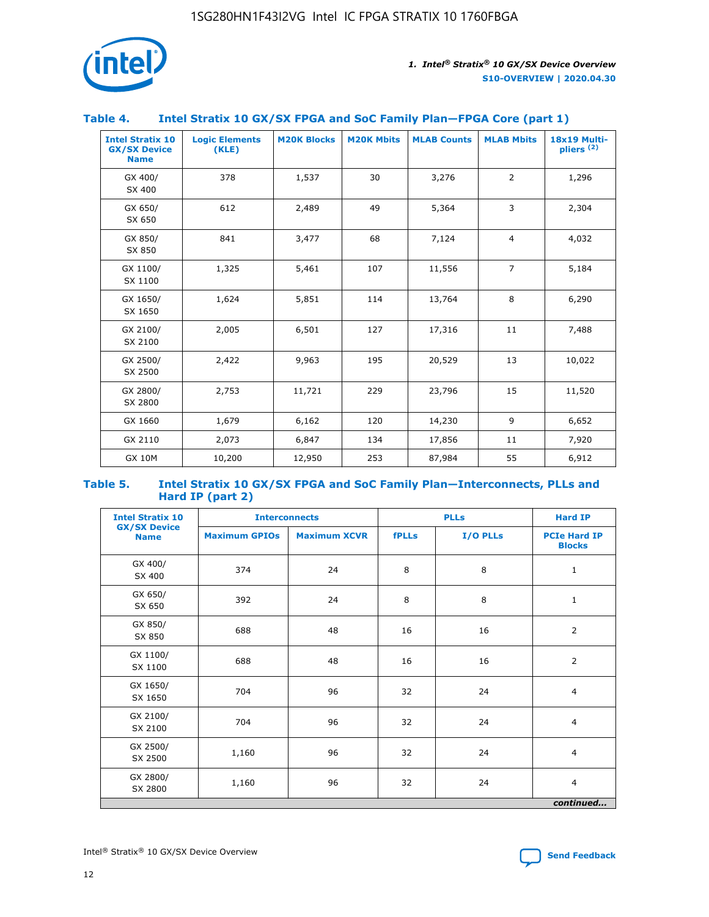## Table 4. Intel Stratix 10 GX/SX FPGA and SoC Family Plan—FPGA Core (part 1)

| Intel Stratix 10 GX/SX Device Name | Logic Elements (KLE) | M20K Blocks | M20K Mbits | MLAB Counts | MLAB Mbits | 18x19 Multipliers (2) |
|---|---|---|---|---|---|---|
| GX 400/ SX 400 | 378 | 1,537 | 30 | 3,276 | 2 | 1,296 |
| GX 650/ SX 650 | 612 | 2,489 | 49 | 5,364 | 3 | 2,304 |
| GX 850/ SX 850 | 841 | 3,477 | 68 | 7,124 | 4 | 4,032 |
| GX 1100/ SX 1100 | 1,325 | 5,461 | 107 | 11,556 | 7 | 5,184 |
| GX 1650/ SX 1650 | 1,624 | 5,851 | 114 | 13,764 | 8 | 6,290 |
| GX 2100/ SX 2100 | 2,005 | 6,501 | 127 | 17,316 | 11 | 7,488 |
| GX 2500/ SX 2500 | 2,422 | 9,963 | 195 | 20,529 | 13 | 10,022 |
| GX 2800/ SX 2800 | 2,753 | 11,721 | 229 | 23,796 | 15 | 11,520 |
| GX 1660 | 1,679 | 6,162 | 120 | 14,230 | 9 | 6,652 |
| GX 2110 | 2,073 | 6,847 | 134 | 17,856 | 11 | 7,920 |
| GX 10M | 10,200 | 12,950 | 253 | 87,984 | 55 | 6,912 |

## Table 5. Intel Stratix 10 GX/SX FPGA and SoC Family Plan—Interconnects, PLLs and Hard IP (part 2)

| Intel Stratix 10 GX/SX Device Name | Interconnects | | PLLs | | Hard IP |
|---|---|---|---|---|---|
| | Maximum GPIOs | Maximum XCVR | fPLLs | I/O PLLs | PCIe Hard IP Blocks |
| GX 400/ SX 400 | 374 | 24 | 8 | 8 | 1 |
| GX 650/ SX 650 | 392 | 24 | 8 | 8 | 1 |
| GX 850/ SX 850 | 688 | 48 | 16 | 16 | 2 |
| GX 1100/ SX 1100 | 688 | 48 | 16 | 16 | 2 |
| GX 1650/ SX 1650 | 704 | 96 | 32 | 24 | 4 |
| GX 2100/ SX 2100 | 704 | 96 | 32 | 24 | 4 |
| GX 2500/ SX 2500 | 1,160 | 96 | 32 | 24 | 4 |
| GX 2800/ SX 2800 | 1,160 | 96 | 32 | 24 | 4 |

*continued...*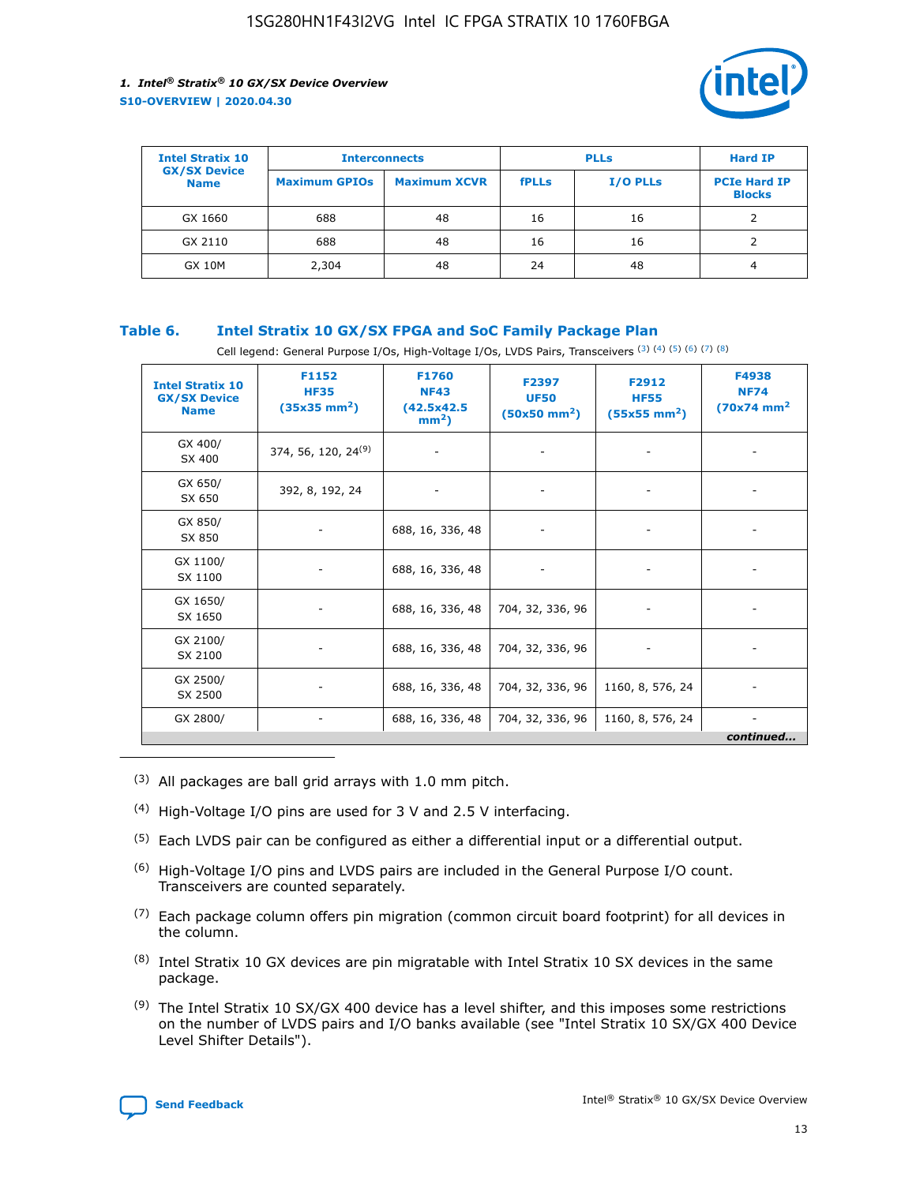| Intel Stratix 10 GX/SX Device Name | Interconnects | | PLLs | | Hard IP |
|---|---|---|---|---|---|
| | Maximum GPIOs | Maximum XCVR | fPLLs | I/O PLLs | PCIe Hard IP Blocks |
| GX 1660 | 688 | 48 | 16 | 16 | 2 |
| GX 2110 | 688 | 48 | 16 | 16 | 2 |
| GX 10M | 2,304 | 48 | 24 | 48 | 4 |

### Table 6. Intel Stratix 10 GX/SX FPGA and SoC Family Package Plan

Cell legend: General Purpose I/Os, High-Voltage I/Os, LVDS Pairs, Transceivers (3) (4) (5) (6) (7) (8)

| Intel Stratix 10 GX/SX Device Name | F1152 HF35 (35x35 mm$^2$) | F1760 NF43 (42.5x42.5 mm$^2$) | F2397 UF50 (50x50 mm$^2$) | F2912 HF55 (55x55 mm$^2$) | F4938 NF74 (70x74 mm$^2$ |
|---|---|---|---|---|---|
| GX 400/ SX 400 | 374, 56, 120, 24(9) | - | - | - | - |
| GX 650/ SX 650 | 392, 8, 192, 24 | - | - | - | - |
| GX 850/ SX 850 | - | 688, 16, 336, 48 | - | - | - |
| GX 1100/ SX 1100 | - | 688, 16, 336, 48 | - | - | - |
| GX 1650/ SX 1650 | - | 688, 16, 336, 48 | 704, 32, 336, 96 | - | - |
| GX 2100/ SX 2100 | - | 688, 16, 336, 48 | 704, 32, 336, 96 | - | - |
| GX 2500/ SX 2500 | - | 688, 16, 336, 48 | 704, 32, 336, 96 | 1160, 8, 576, 24 | - |
| GX 2800/ | - | 688, 16, 336, 48 | 704, 32, 336, 96 | 1160, 8, 576, 24 | - |

*continued...*

(3) All packages are ball grid arrays with 1.0 mm pitch.

(4) High-Voltage I/O pins are used for 3 V and 2.5 V interfacing.

(5) Each LVDS pair can be configured as either a differential input or a differential output.

(6) High-Voltage I/O pins and LVDS pairs are included in the General Purpose I/O count. Transceivers are counted separately.

(7) Each package column offers pin migration (common circuit board footprint) for all devices in the column.

(8) Intel Stratix 10 GX devices are pin migratable with Intel Stratix 10 SX devices in the same package.

(9) The Intel Stratix 10 SX/GX 400 device has a level shifter, and this imposes some restrictions on the number of LVDS pairs and I/O banks available (see "Intel Stratix 10 SX/GX 400 Device Level Shifter Details").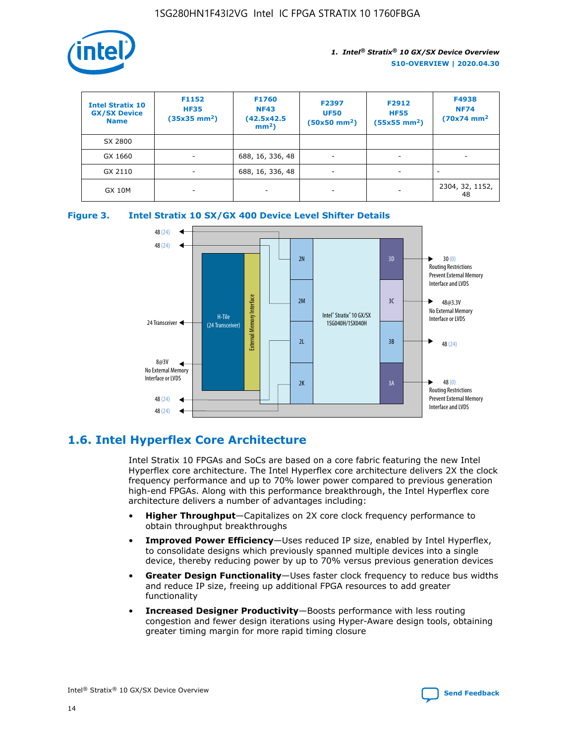| Intel Stratix 10 GX/SX Device Name | F1152 HF35 (35x35 mm²) | F1760 NF43 (42.5x42.5 mm²) | F2397 UF50 (50x50 mm²) | F2912 HF55 (55x55 mm²) | F4938 NF74 (70x74 mm² |
|---|---|---|---|---|---|
| SX 2800 | | | | | |
| GX 1660 | - | 688, 16, 336, 48 | - | - | - |
| GX 2110 | - | 688, 16, 336, 48 | - | - | - |
| GX 10M | - | - | - | - | 2304, 32, 1152, 48 |

**Figure 3. Intel Stratix 10 SX/GX 400 Device Level Shifter Details**

## 1.6. Intel Hyperflex Core Architecture

Intel Stratix 10 FPGAs and SoCs are based on a core fabric featuring the new Intel Hyperflex core architecture. The Intel Hyperflex core architecture delivers 2X the clock frequency performance and up to 70% lower power compared to previous generation high-end FPGAs. Along with this performance breakthrough, the Intel Hyperflex core architecture delivers a number of advantages including:

- **Higher Throughput**—Capitalizes on 2X core clock frequency performance to obtain throughput breakthroughs
- **Improved Power Efficiency**—Uses reduced IP size, enabled by Intel Hyperflex, to consolidate designs which previously spanned multiple devices into a single device, thereby reducing power by up to 70% versus previous generation devices
- **Greater Design Functionality**—Uses faster clock frequency to reduce bus widths and reduce IP size, freeing up additional FPGA resources to add greater functionality
- **Increased Designer Productivity**—Boosts performance with less routing congestion and fewer design iterations using Hyper-Aware design tools, obtaining greater timing margin for more rapid timing closure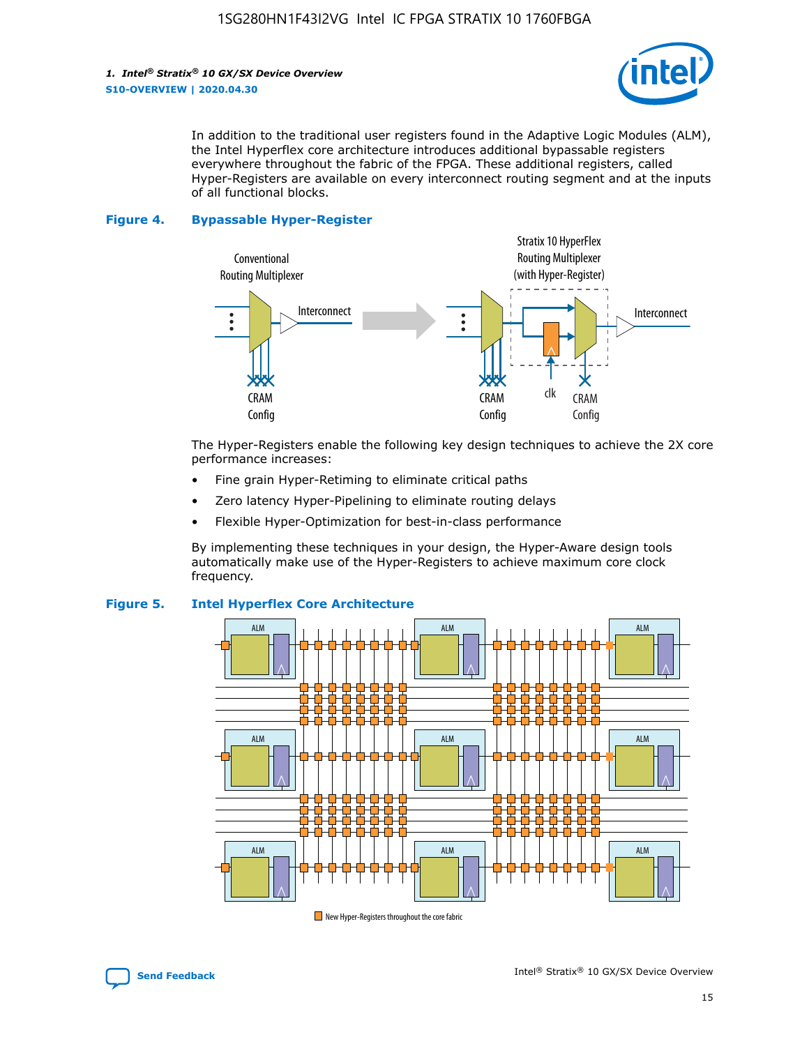In addition to the traditional user registers found in the Adaptive Logic Modules (ALM), the Intel Hyperflex core architecture introduces additional bypassable registers everywhere throughout the fabric of the FPGA. These additional registers, called Hyper-Registers are available on every interconnect routing segment and at the inputs of all functional blocks.

**Figure 4. Bypassable Hyper-Register**

The Hyper-Registers enable the following key design techniques to achieve the 2X core performance increases:

- Fine grain Hyper-Retiming to eliminate critical paths
- Zero latency Hyper-Pipelining to eliminate routing delays
- Flexible Hyper-Optimization for best-in-class performance

By implementing these techniques in your design, the Hyper-Aware design tools automatically make use of the Hyper-Registers to achieve maximum core clock frequency.

**Figure 5. Intel Hyperflex Core Architecture**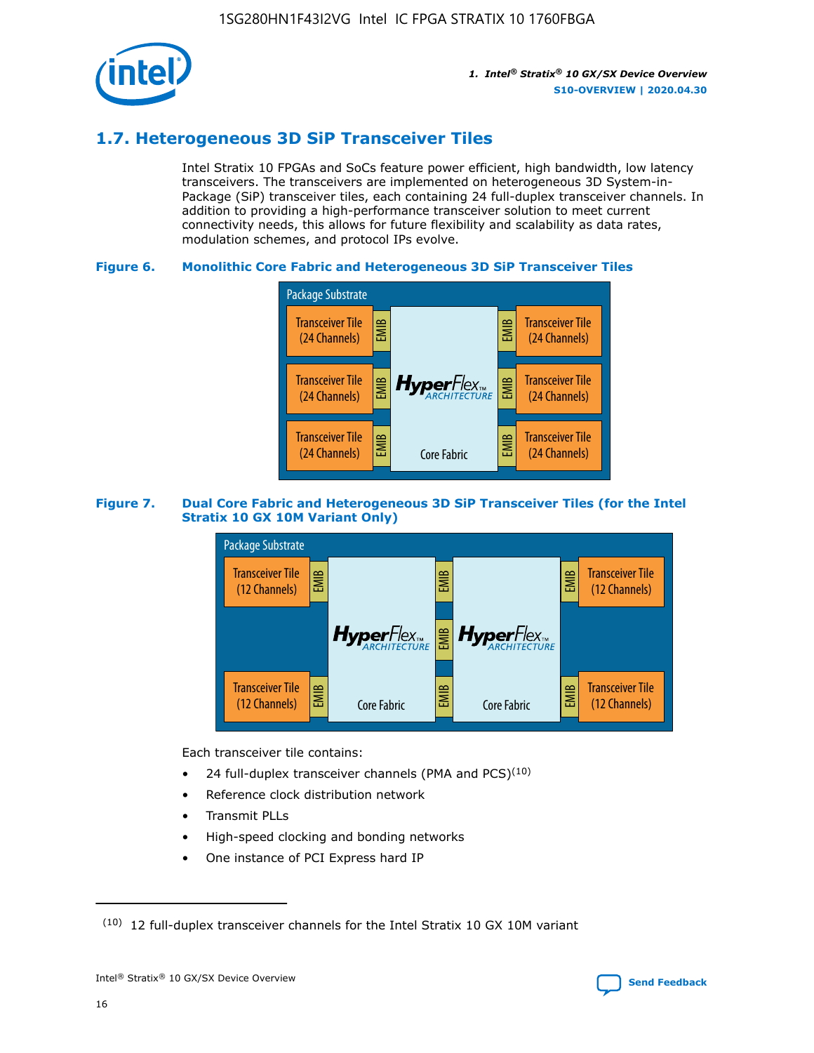## 1.7. Heterogeneous 3D SiP Transceiver Tiles

Intel Stratix 10 FPGAs and SoCs feature power efficient, high bandwidth, low latency transceivers. The transceivers are implemented on heterogeneous 3D System-in-Package (SiP) transceiver tiles, each containing 24 full-duplex transceiver channels. In addition to providing a high-performance transceiver solution to meet current connectivity needs, this allows for future flexibility and scalability as data rates, modulation schemes, and protocol IPs evolve.

**Figure 6. Monolithic Core Fabric and Heterogeneous 3D SiP Transceiver Tiles**

Package Substrate

Transceiver Tile (24 Channels) | EMIB | HyperFlex ARCHITECTURE Core Fabric | EMIB | Transceiver Tile (24 Channels)

**Figure 7. Dual Core Fabric and Heterogeneous 3D SiP Transceiver Tiles (for the Intel Stratix 10 GX 10M Variant Only)**

Package Substrate

Transceiver Tile (12 Channels) | EMIB | HyperFlex ARCHITECTURE Core Fabric | EMIB | HyperFlex ARCHITECTURE Core Fabric | EMIB | Transceiver Tile (12 Channels)

Each transceiver tile contains:

- 24 full-duplex transceiver channels (PMA and PCS)[10]
- Reference clock distribution network
- Transmit PLLs
- High-speed clocking and bonding networks
- One instance of PCI Express hard IP

---

(10) 12 full-duplex transceiver channels for the Intel Stratix 10 GX 10M variant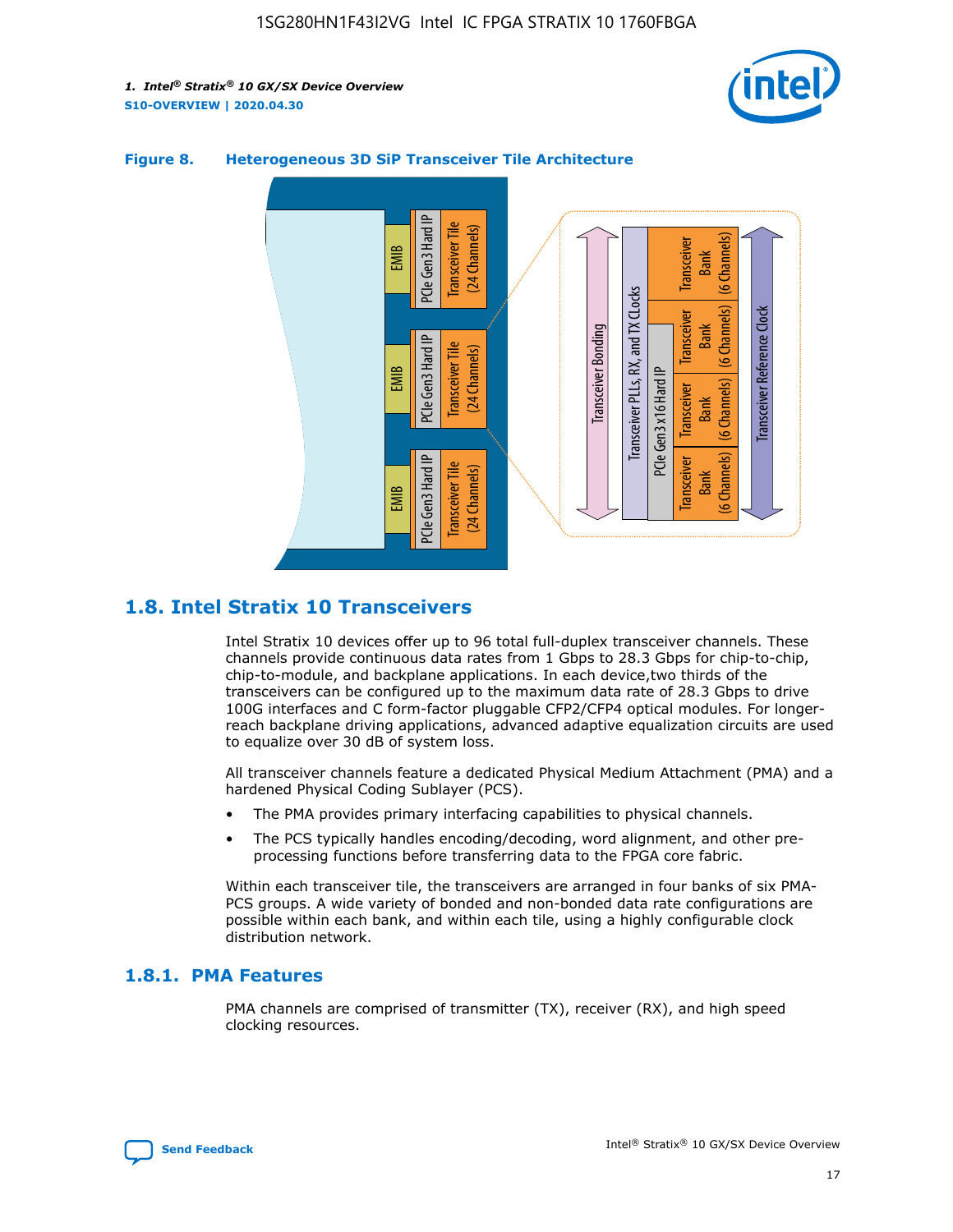**Figure 8. Heterogeneous 3D SiP Transceiver Tile Architecture**

## 1.8. Intel Stratix 10 Transceivers

Intel Stratix 10 devices offer up to 96 total full-duplex transceiver channels. These channels provide continuous data rates from 1 Gbps to 28.3 Gbps for chip-to-chip, chip-to-module, and backplane applications. In each device,two thirds of the transceivers can be configured up to the maximum data rate of 28.3 Gbps to drive 100G interfaces and C form-factor pluggable CFP2/CFP4 optical modules. For longer-reach backplane driving applications, advanced adaptive equalization circuits are used to equalize over 30 dB of system loss.

All transceiver channels feature a dedicated Physical Medium Attachment (PMA) and a hardened Physical Coding Sublayer (PCS).

- The PMA provides primary interfacing capabilities to physical channels.
- The PCS typically handles encoding/decoding, word alignment, and other pre-processing functions before transferring data to the FPGA core fabric.

Within each transceiver tile, the transceivers are arranged in four banks of six PMA-PCS groups. A wide variety of bonded and non-bonded data rate configurations are possible within each bank, and within each tile, using a highly configurable clock distribution network.

### 1.8.1. PMA Features

PMA channels are comprised of transmitter (TX), receiver (RX), and high speed clocking resources.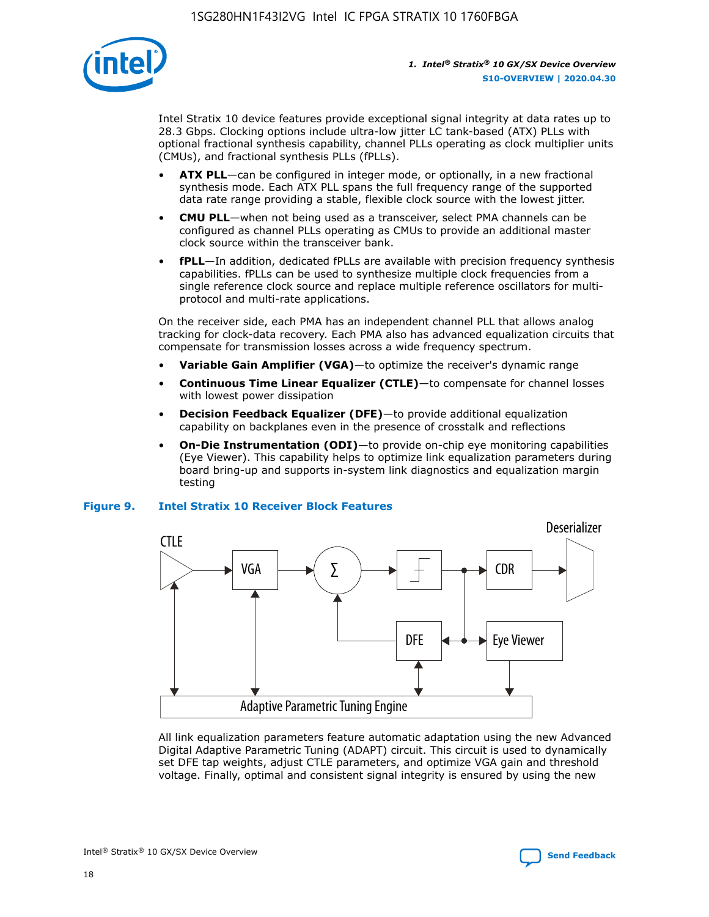Intel Stratix 10 device features provide exceptional signal integrity at data rates up to 28.3 Gbps. Clocking options include ultra-low jitter LC tank-based (ATX) PLLs with optional fractional synthesis capability, channel PLLs operating as clock multiplier units (CMUs), and fractional synthesis PLLs (fPLLs).

- **ATX PLL**—can be configured in integer mode, or optionally, in a new fractional synthesis mode. Each ATX PLL spans the full frequency range of the supported data rate range providing a stable, flexible clock source with the lowest jitter.
- **CMU PLL**—when not being used as a transceiver, select PMA channels can be configured as channel PLLs operating as CMUs to provide an additional master clock source within the transceiver bank.
- **fPLL**—In addition, dedicated fPLLs are available with precision frequency synthesis capabilities. fPLLs can be used to synthesize multiple clock frequencies from a single reference clock source and replace multiple reference oscillators for multi-protocol and multi-rate applications.

On the receiver side, each PMA has an independent channel PLL that allows analog tracking for clock-data recovery. Each PMA also has advanced equalization circuits that compensate for transmission losses across a wide frequency spectrum.

- **Variable Gain Amplifier (VGA)**—to optimize the receiver's dynamic range
- **Continuous Time Linear Equalizer (CTLE)**—to compensate for channel losses with lowest power dissipation
- **Decision Feedback Equalizer (DFE)**—to provide additional equalization capability on backplanes even in the presence of crosstalk and reflections
- **On-Die Instrumentation (ODI)**—to provide on-chip eye monitoring capabilities (Eye Viewer). This capability helps to optimize link equalization parameters during board bring-up and supports in-system link diagnostics and equalization margin testing

**Figure 9. Intel Stratix 10 Receiver Block Features**

All link equalization parameters feature automatic adaptation using the new Advanced Digital Adaptive Parametric Tuning (ADAPT) circuit. This circuit is used to dynamically set DFE tap weights, adjust CTLE parameters, and optimize VGA gain and threshold voltage. Finally, optimal and consistent signal integrity is ensured by using the new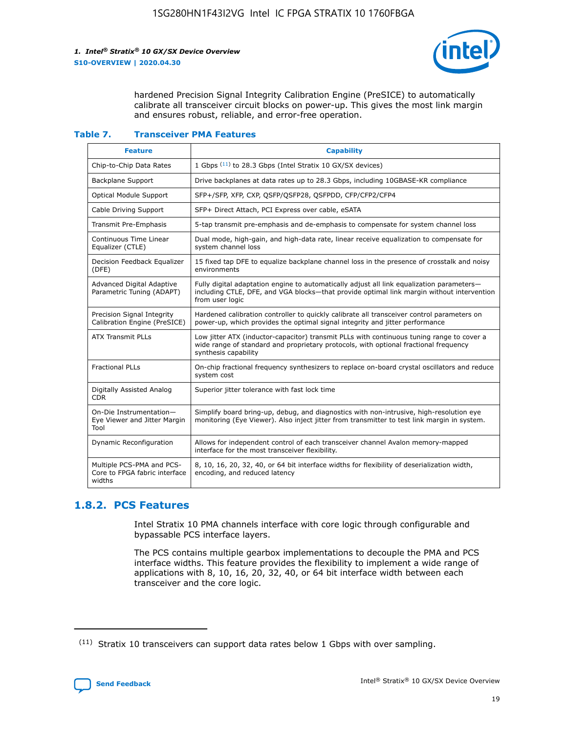hardened Precision Signal Integrity Calibration Engine (PreSICE) to automatically calibrate all transceiver circuit blocks on power-up. This gives the most link margin and ensures robust, reliable, and error-free operation.

**Table 7. Transceiver PMA Features**

| Feature | Capability |
|---|---|
| Chip-to-Chip Data Rates | 1 Gbps [11] to 28.3 Gbps (Intel Stratix 10 GX/SX devices) |
| Backplane Support | Drive backplanes at data rates up to 28.3 Gbps, including 10GBASE-KR compliance |
| Optical Module Support | SFP+/SFP, XFP, CXP, QSFP/QSFP28, QSFPDD, CFP/CFP2/CFP4 |
| Cable Driving Support | SFP+ Direct Attach, PCI Express over cable, eSATA |
| Transmit Pre-Emphasis | 5-tap transmit pre-emphasis and de-emphasis to compensate for system channel loss |
| Continuous Time Linear Equalizer (CTLE) | Dual mode, high-gain, and high-data rate, linear receive equalization to compensate for system channel loss |
| Decision Feedback Equalizer (DFE) | 15 fixed tap DFE to equalize backplane channel loss in the presence of crosstalk and noisy environments |
| Advanced Digital Adaptive Parametric Tuning (ADAPT) | Fully digital adaptation engine to automatically adjust all link equalization parameters—including CTLE, DFE, and VGA blocks—that provide optimal link margin without intervention from user logic |
| Precision Signal Integrity Calibration Engine (PreSICE) | Hardened calibration controller to quickly calibrate all transceiver control parameters on power-up, which provides the optimal signal integrity and jitter performance |
| ATX Transmit PLLs | Low jitter ATX (inductor-capacitor) transmit PLLs with continuous tuning range to cover a wide range of standard and proprietary protocols, with optional fractional frequency synthesis capability |
| Fractional PLLs | On-chip fractional frequency synthesizers to replace on-board crystal oscillators and reduce system cost |
| Digitally Assisted Analog CDR | Superior jitter tolerance with fast lock time |
| On-Die Instrumentation—Eye Viewer and Jitter Margin Tool | Simplify board bring-up, debug, and diagnostics with non-intrusive, high-resolution eye monitoring (Eye Viewer). Also inject jitter from transmitter to test link margin in system. |
| Dynamic Reconfiguration | Allows for independent control of each transceiver channel Avalon memory-mapped interface for the most transceiver flexibility. |
| Multiple PCS-PMA and PCS-Core to FPGA fabric interface widths | 8, 10, 16, 20, 32, 40, or 64 bit interface widths for flexibility of deserialization width, encoding, and reduced latency |

## 1.8.2. PCS Features

Intel Stratix 10 PMA channels interface with core logic through configurable and bypassable PCS interface layers.

The PCS contains multiple gearbox implementations to decouple the PMA and PCS interface widths. This feature provides the flexibility to implement a wide range of applications with 8, 10, 16, 20, 32, 40, or 64 bit interface width between each transceiver and the core logic.

(11) Stratix 10 transceivers can support data rates below 1 Gbps with over sampling.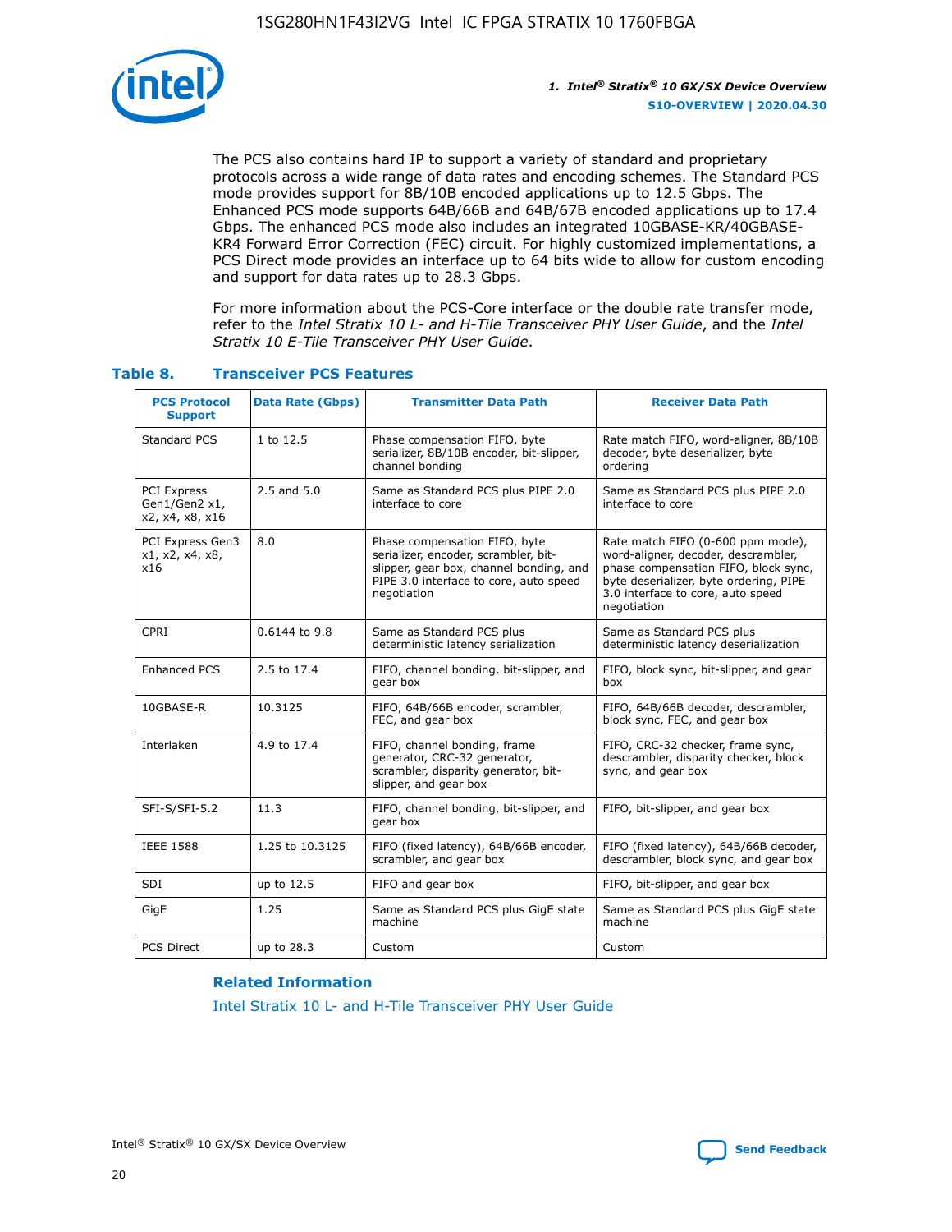The PCS also contains hard IP to support a variety of standard and proprietary protocols across a wide range of data rates and encoding schemes. The Standard PCS mode provides support for 8B/10B encoded applications up to 12.5 Gbps. The Enhanced PCS mode supports 64B/66B and 64B/67B encoded applications up to 17.4 Gbps. The enhanced PCS mode also includes an integrated 10GBASE-KR/40GBASE-KR4 Forward Error Correction (FEC) circuit. For highly customized implementations, a PCS Direct mode provides an interface up to 64 bits wide to allow for custom encoding and support for data rates up to 28.3 Gbps.

For more information about the PCS-Core interface or the double rate transfer mode, refer to the *Intel Stratix 10 L- and H-Tile Transceiver PHY User Guide*, and the *Intel Stratix 10 E-Tile Transceiver PHY User Guide*.

### Table 8. Transceiver PCS Features

| PCS Protocol Support | Data Rate (Gbps) | Transmitter Data Path | Receiver Data Path |
|---|---|---|---|
| Standard PCS | 1 to 12.5 | Phase compensation FIFO, byte serializer, 8B/10B encoder, bit-slipper, channel bonding | Rate match FIFO, word-aligner, 8B/10B decoder, byte deserializer, byte ordering |
| PCI Express Gen1/Gen2 x1, x2, x4, x8, x16 | 2.5 and 5.0 | Same as Standard PCS plus PIPE 2.0 interface to core | Same as Standard PCS plus PIPE 2.0 interface to core |
| PCI Express Gen3 x1, x2, x4, x8, x16 | 8.0 | Phase compensation FIFO, byte serializer, encoder, scrambler, bit-slipper, gear box, channel bonding, and PIPE 3.0 interface to core, auto speed negotiation | Rate match FIFO (0-600 ppm mode), word-aligner, decoder, descrambler, phase compensation FIFO, block sync, byte deserializer, byte ordering, PIPE 3.0 interface to core, auto speed negotiation |
| CPRI | 0.6144 to 9.8 | Same as Standard PCS plus deterministic latency serialization | Same as Standard PCS plus deterministic latency deserialization |
| Enhanced PCS | 2.5 to 17.4 | FIFO, channel bonding, bit-slipper, and gear box | FIFO, block sync, bit-slipper, and gear box |
| 10GBASE-R | 10.3125 | FIFO, 64B/66B encoder, scrambler, FEC, and gear box | FIFO, 64B/66B decoder, descrambler, block sync, FEC, and gear box |
| Interlaken | 4.9 to 17.4 | FIFO, channel bonding, frame generator, CRC-32 generator, scrambler, disparity generator, bit-slipper, and gear box | FIFO, CRC-32 checker, frame sync, descrambler, disparity checker, block sync, and gear box |
| SFI-S/SFI-5.2 | 11.3 | FIFO, channel bonding, bit-slipper, and gear box | FIFO, bit-slipper, and gear box |
| IEEE 1588 | 1.25 to 10.3125 | FIFO (fixed latency), 64B/66B encoder, scrambler, and gear box | FIFO (fixed latency), 64B/66B decoder, descrambler, block sync, and gear box |
| SDI | up to 12.5 | FIFO and gear box | FIFO, bit-slipper, and gear box |
| GigE | 1.25 | Same as Standard PCS plus GigE state machine | Same as Standard PCS plus GigE state machine |
| PCS Direct | up to 28.3 | Custom | Custom |

#### Related Information

Intel Stratix 10 L- and H-Tile Transceiver PHY User Guide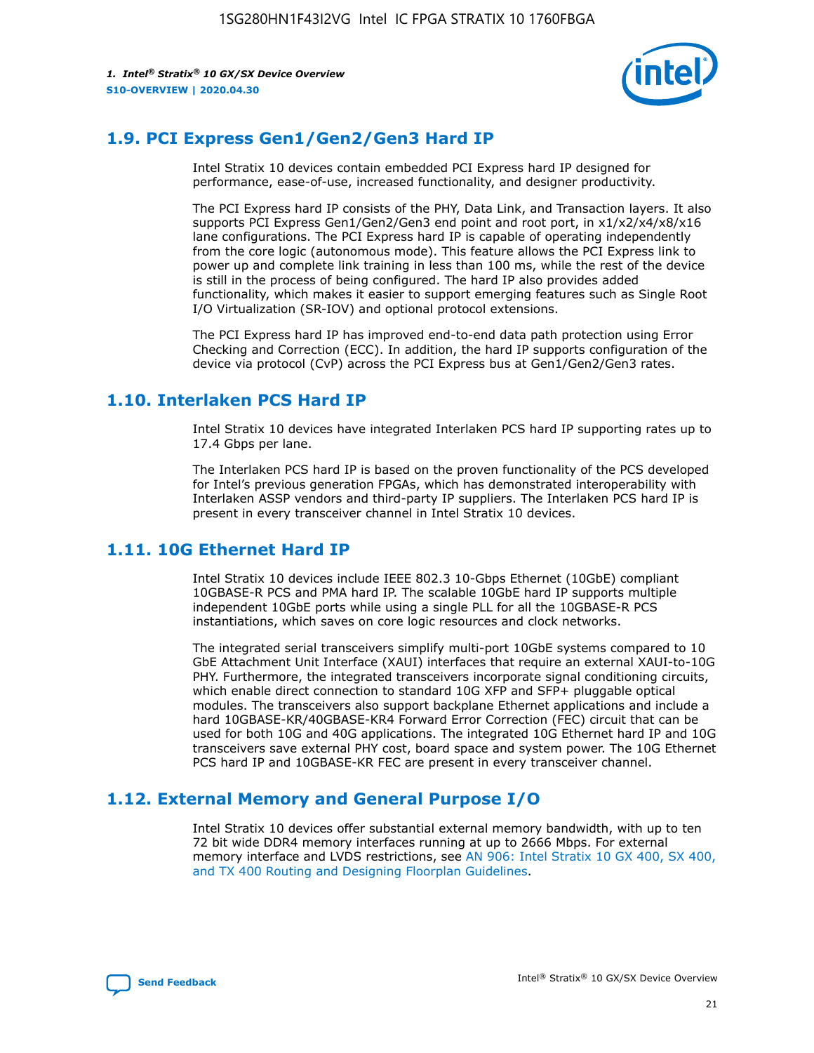## 1.9. PCI Express Gen1/Gen2/Gen3 Hard IP

Intel Stratix 10 devices contain embedded PCI Express hard IP designed for performance, ease-of-use, increased functionality, and designer productivity.

The PCI Express hard IP consists of the PHY, Data Link, and Transaction layers. It also supports PCI Express Gen1/Gen2/Gen3 end point and root port, in x1/x2/x4/x8/x16 lane configurations. The PCI Express hard IP is capable of operating independently from the core logic (autonomous mode). This feature allows the PCI Express link to power up and complete link training in less than 100 ms, while the rest of the device is still in the process of being configured. The hard IP also provides added functionality, which makes it easier to support emerging features such as Single Root I/O Virtualization (SR-IOV) and optional protocol extensions.

The PCI Express hard IP has improved end-to-end data path protection using Error Checking and Correction (ECC). In addition, the hard IP supports configuration of the device via protocol (CvP) across the PCI Express bus at Gen1/Gen2/Gen3 rates.

## 1.10. Interlaken PCS Hard IP

Intel Stratix 10 devices have integrated Interlaken PCS hard IP supporting rates up to 17.4 Gbps per lane.

The Interlaken PCS hard IP is based on the proven functionality of the PCS developed for Intel's previous generation FPGAs, which has demonstrated interoperability with Interlaken ASSP vendors and third-party IP suppliers. The Interlaken PCS hard IP is present in every transceiver channel in Intel Stratix 10 devices.

## 1.11. 10G Ethernet Hard IP

Intel Stratix 10 devices include IEEE 802.3 10-Gbps Ethernet (10GbE) compliant 10GBASE-R PCS and PMA hard IP. The scalable 10GbE hard IP supports multiple independent 10GbE ports while using a single PLL for all the 10GBASE-R PCS instantiations, which saves on core logic resources and clock networks.

The integrated serial transceivers simplify multi-port 10GbE systems compared to 10 GbE Attachment Unit Interface (XAUI) interfaces that require an external XAUI-to-10G PHY. Furthermore, the integrated transceivers incorporate signal conditioning circuits, which enable direct connection to standard 10G XFP and SFP+ pluggable optical modules. The transceivers also support backplane Ethernet applications and include a hard 10GBASE-KR/40GBASE-KR4 Forward Error Correction (FEC) circuit that can be used for both 10G and 40G applications. The integrated 10G Ethernet hard IP and 10G transceivers save external PHY cost, board space and system power. The 10G Ethernet PCS hard IP and 10GBASE-KR FEC are present in every transceiver channel.

## 1.12. External Memory and General Purpose I/O

Intel Stratix 10 devices offer substantial external memory bandwidth, with up to ten 72 bit wide DDR4 memory interfaces running at up to 2666 Mbps. For external memory interface and LVDS restrictions, see AN 906: Intel Stratix 10 GX 400, SX 400, and TX 400 Routing and Designing Floorplan Guidelines.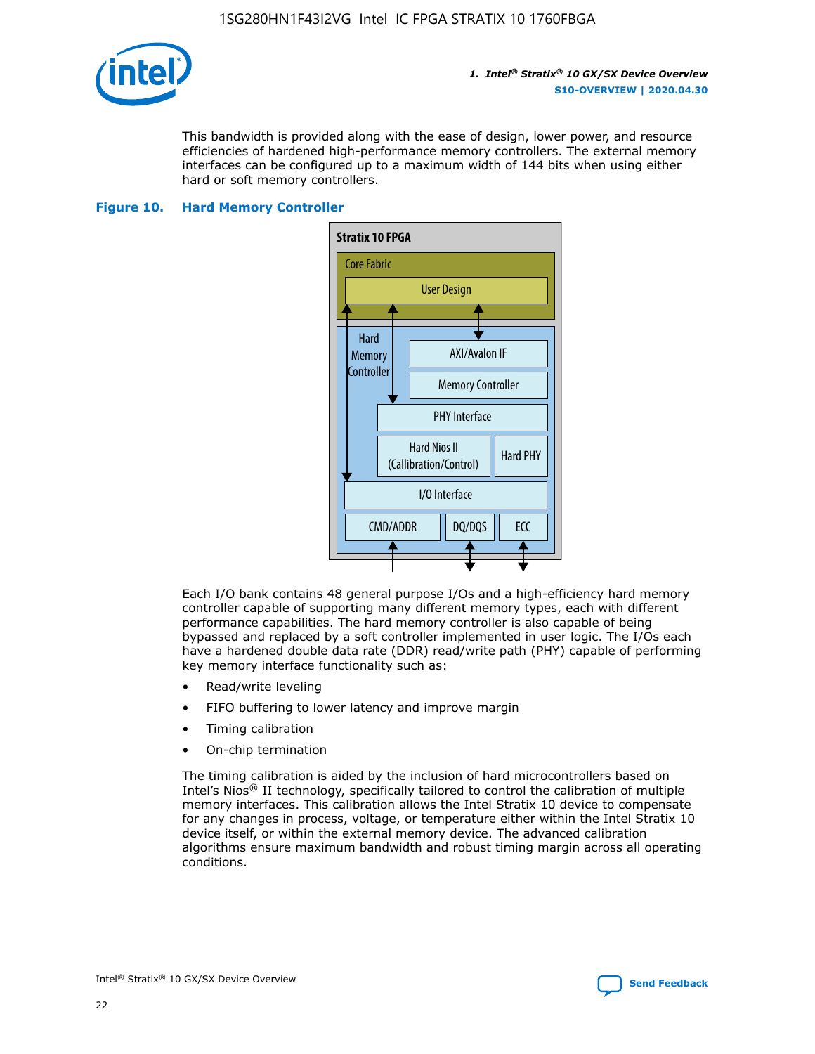This bandwidth is provided along with the ease of design, lower power, and resource efficiencies of hardened high-performance memory controllers. The external memory interfaces can be configured up to a maximum width of 144 bits when using either hard or soft memory controllers.

**Figure 10. Hard Memory Controller**

Each I/O bank contains 48 general purpose I/Os and a high-efficiency hard memory controller capable of supporting many different memory types, each with different performance capabilities. The hard memory controller is also capable of being bypassed and replaced by a soft controller implemented in user logic. The I/Os each have a hardened double data rate (DDR) read/write path (PHY) capable of performing key memory interface functionality such as:

- Read/write leveling
- FIFO buffering to lower latency and improve margin
- Timing calibration
- On-chip termination

The timing calibration is aided by the inclusion of hard microcontrollers based on Intel's Nios® II technology, specifically tailored to control the calibration of multiple memory interfaces. This calibration allows the Intel Stratix 10 device to compensate for any changes in process, voltage, or temperature either within the Intel Stratix 10 device itself, or within the external memory device. The advanced calibration algorithms ensure maximum bandwidth and robust timing margin across all operating conditions.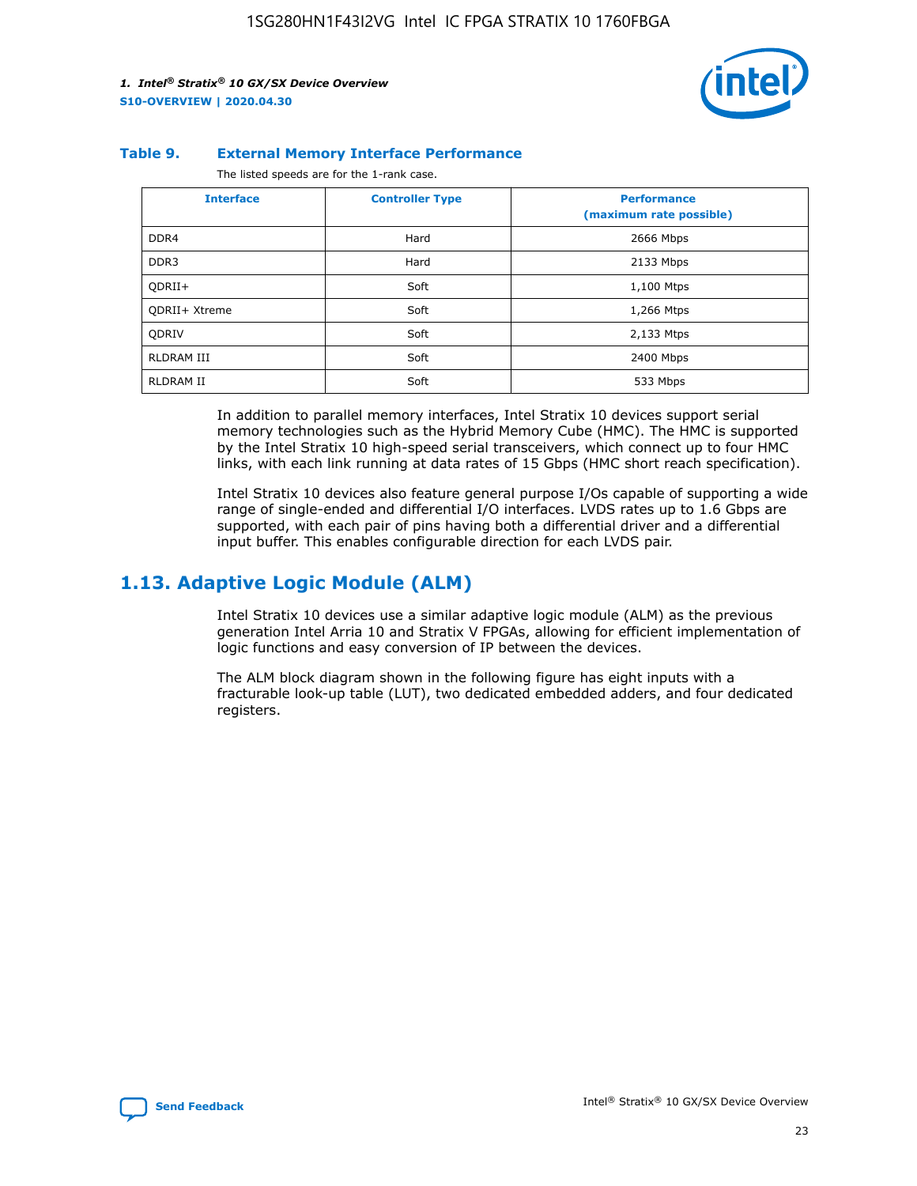**Table 9. External Memory Interface Performance**

The listed speeds are for the 1-rank case.

| Interface | Controller Type | Performance (maximum rate possible) |
| --- | --- | --- |
| DDR4 | Hard | 2666 Mbps |
| DDR3 | Hard | 2133 Mbps |
| QDRII+ | Soft | 1,100 Mtps |
| QDRII+ Xtreme | Soft | 1,266 Mtps |
| QDRIV | Soft | 2,133 Mtps |
| RLDRAM III | Soft | 2400 Mbps |
| RLDRAM II | Soft | 533 Mbps |

In addition to parallel memory interfaces, Intel Stratix 10 devices support serial memory technologies such as the Hybrid Memory Cube (HMC). The HMC is supported by the Intel Stratix 10 high-speed serial transceivers, which connect up to four HMC links, with each link running at data rates of 15 Gbps (HMC short reach specification).

Intel Stratix 10 devices also feature general purpose I/Os capable of supporting a wide range of single-ended and differential I/O interfaces. LVDS rates up to 1.6 Gbps are supported, with each pair of pins having both a differential driver and a differential input buffer. This enables configurable direction for each LVDS pair.

## 1.13. Adaptive Logic Module (ALM)

Intel Stratix 10 devices use a similar adaptive logic module (ALM) as the previous generation Intel Arria 10 and Stratix V FPGAs, allowing for efficient implementation of logic functions and easy conversion of IP between the devices.

The ALM block diagram shown in the following figure has eight inputs with a fracturable look-up table (LUT), two dedicated embedded adders, and four dedicated registers.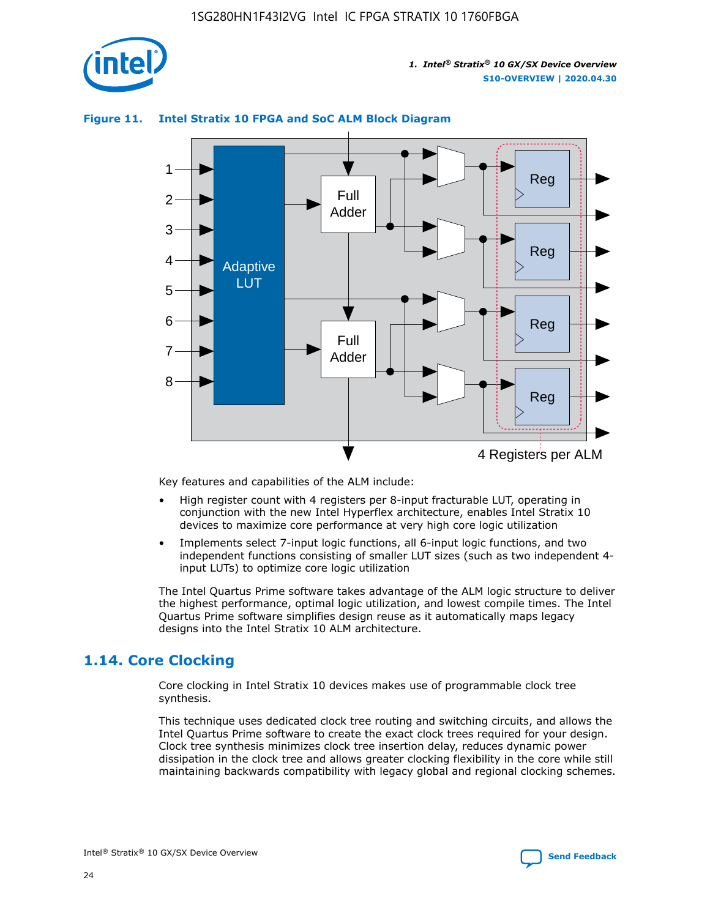**Figure 11. Intel Stratix 10 FPGA and SoC ALM Block Diagram**

Key features and capabilities of the ALM include:

- High register count with 4 registers per 8-input fracturable LUT, operating in conjunction with the new Intel Hyperflex architecture, enables Intel Stratix 10 devices to maximize core performance at very high core logic utilization
- Implements select 7-input logic functions, all 6-input logic functions, and two independent functions consisting of smaller LUT sizes (such as two independent 4-input LUTs) to optimize core logic utilization

The Intel Quartus Prime software takes advantage of the ALM logic structure to deliver the highest performance, optimal logic utilization, and lowest compile times. The Intel Quartus Prime software simplifies design reuse as it automatically maps legacy designs into the Intel Stratix 10 ALM architecture.

## 1.14. Core Clocking

Core clocking in Intel Stratix 10 devices makes use of programmable clock tree synthesis.

This technique uses dedicated clock tree routing and switching circuits, and allows the Intel Quartus Prime software to create the exact clock trees required for your design. Clock tree synthesis minimizes clock tree insertion delay, reduces dynamic power dissipation in the clock tree and allows greater clocking flexibility in the core while still maintaining backwards compatibility with legacy global and regional clocking schemes.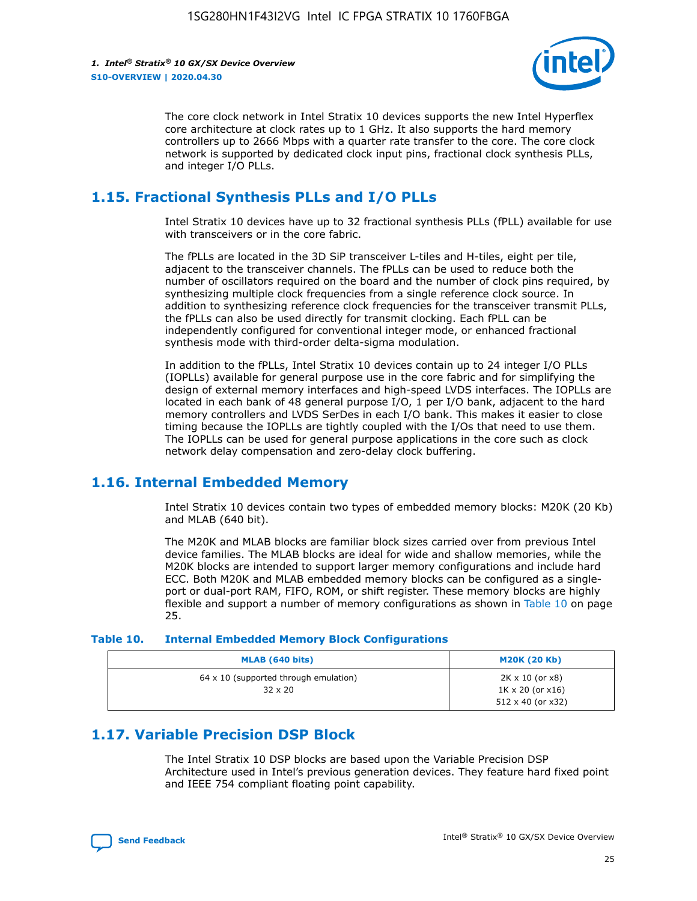The core clock network in Intel Stratix 10 devices supports the new Intel Hyperflex core architecture at clock rates up to 1 GHz. It also supports the hard memory controllers up to 2666 Mbps with a quarter rate transfer to the core. The core clock network is supported by dedicated clock input pins, fractional clock synthesis PLLs, and integer I/O PLLs.

## 1.15. Fractional Synthesis PLLs and I/O PLLs

Intel Stratix 10 devices have up to 32 fractional synthesis PLLs (fPLL) available for use with transceivers or in the core fabric.

The fPLLs are located in the 3D SiP transceiver L-tiles and H-tiles, eight per tile, adjacent to the transceiver channels. The fPLLs can be used to reduce both the number of oscillators required on the board and the number of clock pins required, by synthesizing multiple clock frequencies from a single reference clock source. In addition to synthesizing reference clock frequencies for the transceiver transmit PLLs, the fPLLs can also be used directly for transmit clocking. Each fPLL can be independently configured for conventional integer mode, or enhanced fractional synthesis mode with third-order delta-sigma modulation.

In addition to the fPLLs, Intel Stratix 10 devices contain up to 24 integer I/O PLLs (IOPLLs) available for general purpose use in the core fabric and for simplifying the design of external memory interfaces and high-speed LVDS interfaces. The IOPLLs are located in each bank of 48 general purpose I/O, 1 per I/O bank, adjacent to the hard memory controllers and LVDS SerDes in each I/O bank. This makes it easier to close timing because the IOPLLs are tightly coupled with the I/Os that need to use them. The IOPLLs can be used for general purpose applications in the core such as clock network delay compensation and zero-delay clock buffering.

## 1.16. Internal Embedded Memory

Intel Stratix 10 devices contain two types of embedded memory blocks: M20K (20 Kb) and MLAB (640 bit).

The M20K and MLAB blocks are familiar block sizes carried over from previous Intel device families. The MLAB blocks are ideal for wide and shallow memories, while the M20K blocks are intended to support larger memory configurations and include hard ECC. Both M20K and MLAB embedded memory blocks can be configured as a single-port or dual-port RAM, FIFO, ROM, or shift register. These memory blocks are highly flexible and support a number of memory configurations as shown in Table 10 on page 25.

**Table 10. Internal Embedded Memory Block Configurations**

| MLAB (640 bits) | M20K (20 Kb) |
|---|---|
| 64 x 10 (supported through emulation)<br>32 x 20 | 2K x 10 (or x8)<br>1K x 20 (or x16)<br>512 x 40 (or x32) |

## 1.17. Variable Precision DSP Block

The Intel Stratix 10 DSP blocks are based upon the Variable Precision DSP Architecture used in Intel's previous generation devices. They feature hard fixed point and IEEE 754 compliant floating point capability.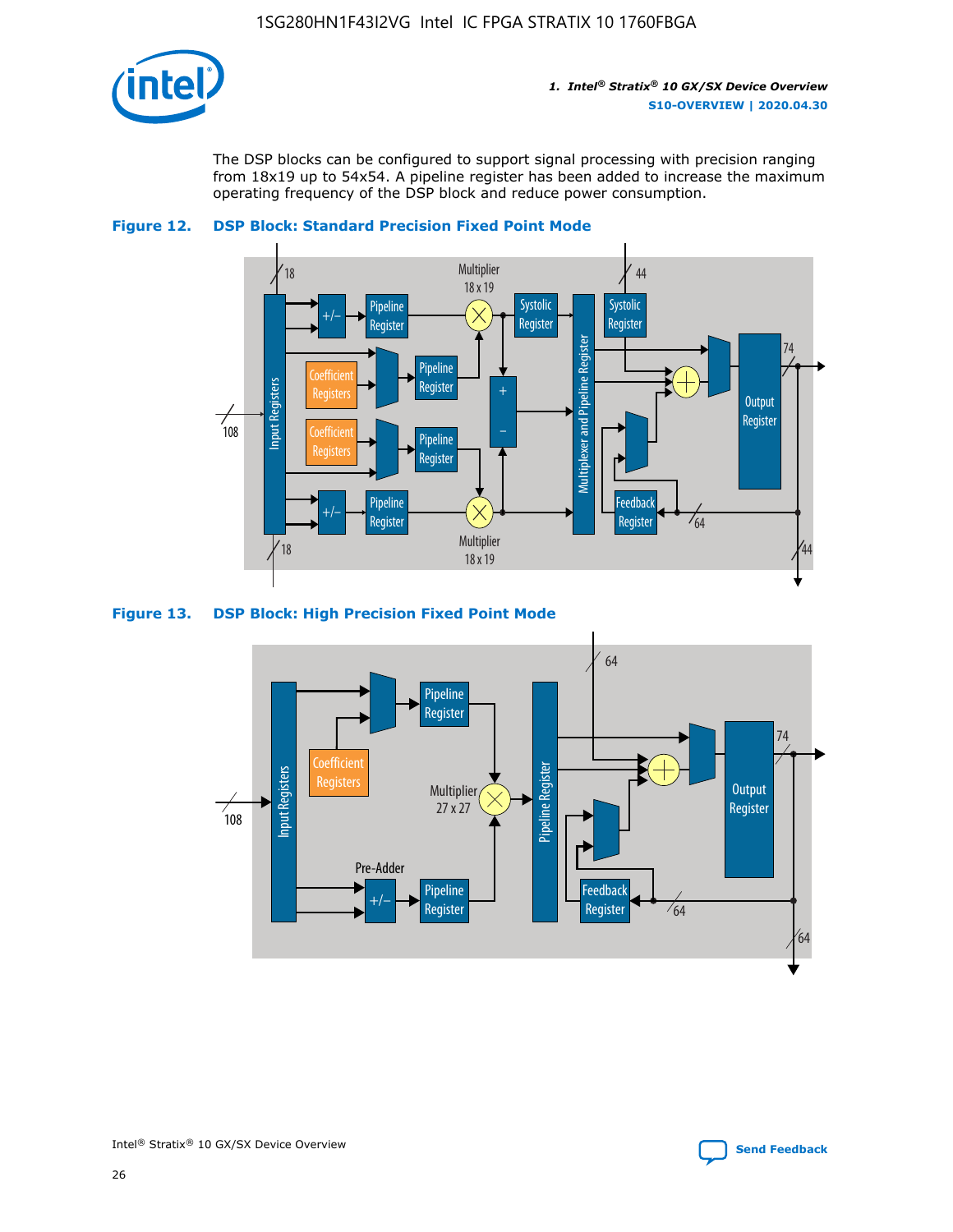The DSP blocks can be configured to support signal processing with precision ranging from 18x19 up to 54x54. A pipeline register has been added to increase the maximum operating frequency of the DSP block and reduce power consumption.

**Figure 12. DSP Block: Standard Precision Fixed Point Mode**

**Figure 13. DSP Block: High Precision Fixed Point Mode**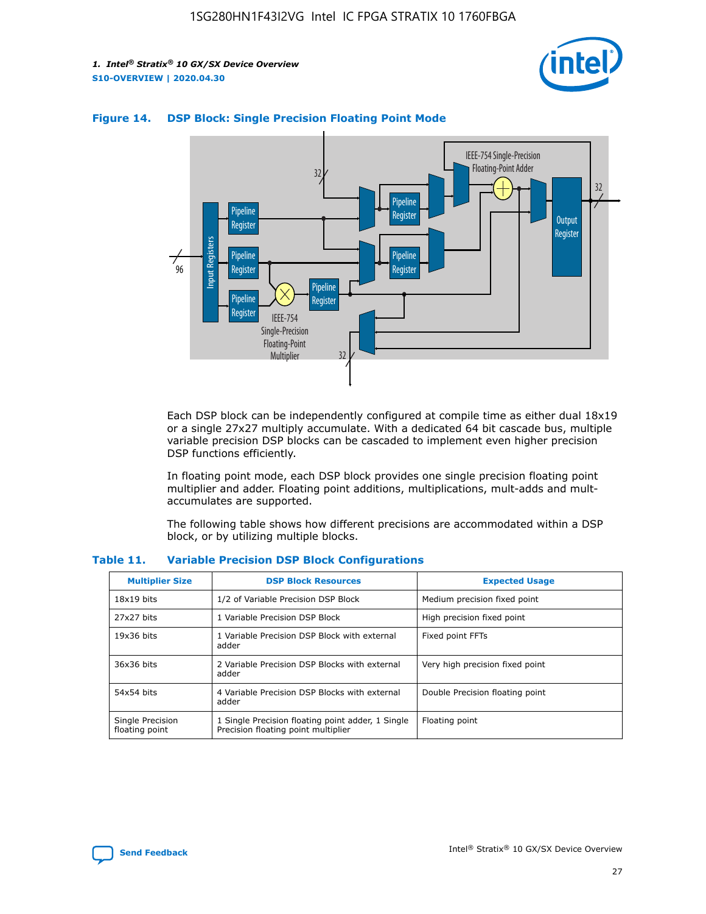**Figure 14. DSP Block: Single Precision Floating Point Mode**

Each DSP block can be independently configured at compile time as either dual 18x19 or a single 27x27 multiply accumulate. With a dedicated 64 bit cascade bus, multiple variable precision DSP blocks can be cascaded to implement even higher precision DSP functions efficiently.

In floating point mode, each DSP block provides one single precision floating point multiplier and adder. Floating point additions, multiplications, mult-adds and mult-accumulates are supported.

The following table shows how different precisions are accommodated within a DSP block, or by utilizing multiple blocks.

**Table 11. Variable Precision DSP Block Configurations**

| Multiplier Size | DSP Block Resources | Expected Usage |
|---|---|---|
| 18x19 bits | 1/2 of Variable Precision DSP Block | Medium precision fixed point |
| 27x27 bits | 1 Variable Precision DSP Block | High precision fixed point |
| 19x36 bits | 1 Variable Precision DSP Block with external adder | Fixed point FFTs |
| 36x36 bits | 2 Variable Precision DSP Blocks with external adder | Very high precision fixed point |
| 54x54 bits | 4 Variable Precision DSP Blocks with external adder | Double Precision floating point |
| Single Precision floating point | 1 Single Precision floating point adder, 1 Single Precision floating point multiplier | Floating point |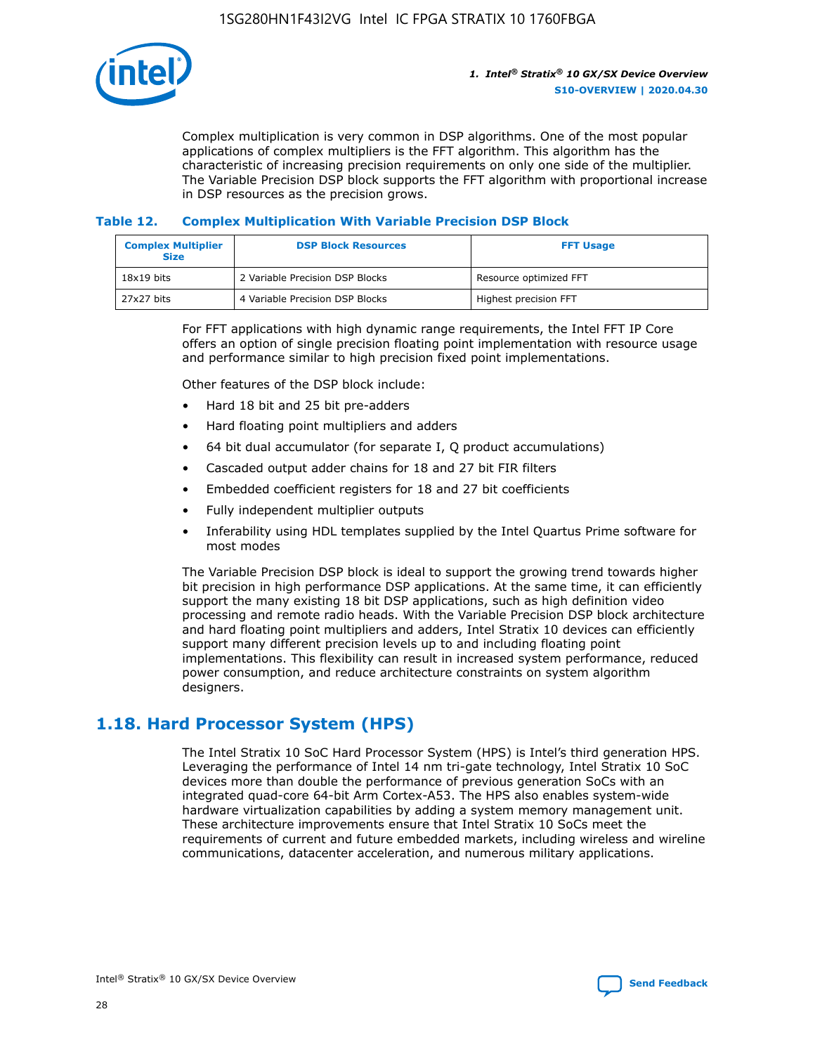Complex multiplication is very common in DSP algorithms. One of the most popular applications of complex multipliers is the FFT algorithm. This algorithm has the characteristic of increasing precision requirements on only one side of the multiplier. The Variable Precision DSP block supports the FFT algorithm with proportional increase in DSP resources as the precision grows.

### Table 12. Complex Multiplication With Variable Precision DSP Block

| Complex Multiplier Size | DSP Block Resources | FFT Usage |
|---|---|---|
| 18x19 bits | 2 Variable Precision DSP Blocks | Resource optimized FFT |
| 27x27 bits | 4 Variable Precision DSP Blocks | Highest precision FFT |

For FFT applications with high dynamic range requirements, the Intel FFT IP Core offers an option of single precision floating point implementation with resource usage and performance similar to high precision fixed point implementations.

Other features of the DSP block include:

- Hard 18 bit and 25 bit pre-adders
- Hard floating point multipliers and adders
- 64 bit dual accumulator (for separate I, Q product accumulations)
- Cascaded output adder chains for 18 and 27 bit FIR filters
- Embedded coefficient registers for 18 and 27 bit coefficients
- Fully independent multiplier outputs
- Inferability using HDL templates supplied by the Intel Quartus Prime software for most modes

The Variable Precision DSP block is ideal to support the growing trend towards higher bit precision in high performance DSP applications. At the same time, it can efficiently support the many existing 18 bit DSP applications, such as high definition video processing and remote radio heads. With the Variable Precision DSP block architecture and hard floating point multipliers and adders, Intel Stratix 10 devices can efficiently support many different precision levels up to and including floating point implementations. This flexibility can result in increased system performance, reduced power consumption, and reduce architecture constraints on system algorithm designers.

## 1.18. Hard Processor System (HPS)

The Intel Stratix 10 SoC Hard Processor System (HPS) is Intel's third generation HPS. Leveraging the performance of Intel 14 nm tri-gate technology, Intel Stratix 10 SoC devices more than double the performance of previous generation SoCs with an integrated quad-core 64-bit Arm Cortex-A53. The HPS also enables system-wide hardware virtualization capabilities by adding a system memory management unit. These architecture improvements ensure that Intel Stratix 10 SoCs meet the requirements of current and future embedded markets, including wireless and wireline communications, datacenter acceleration, and numerous military applications.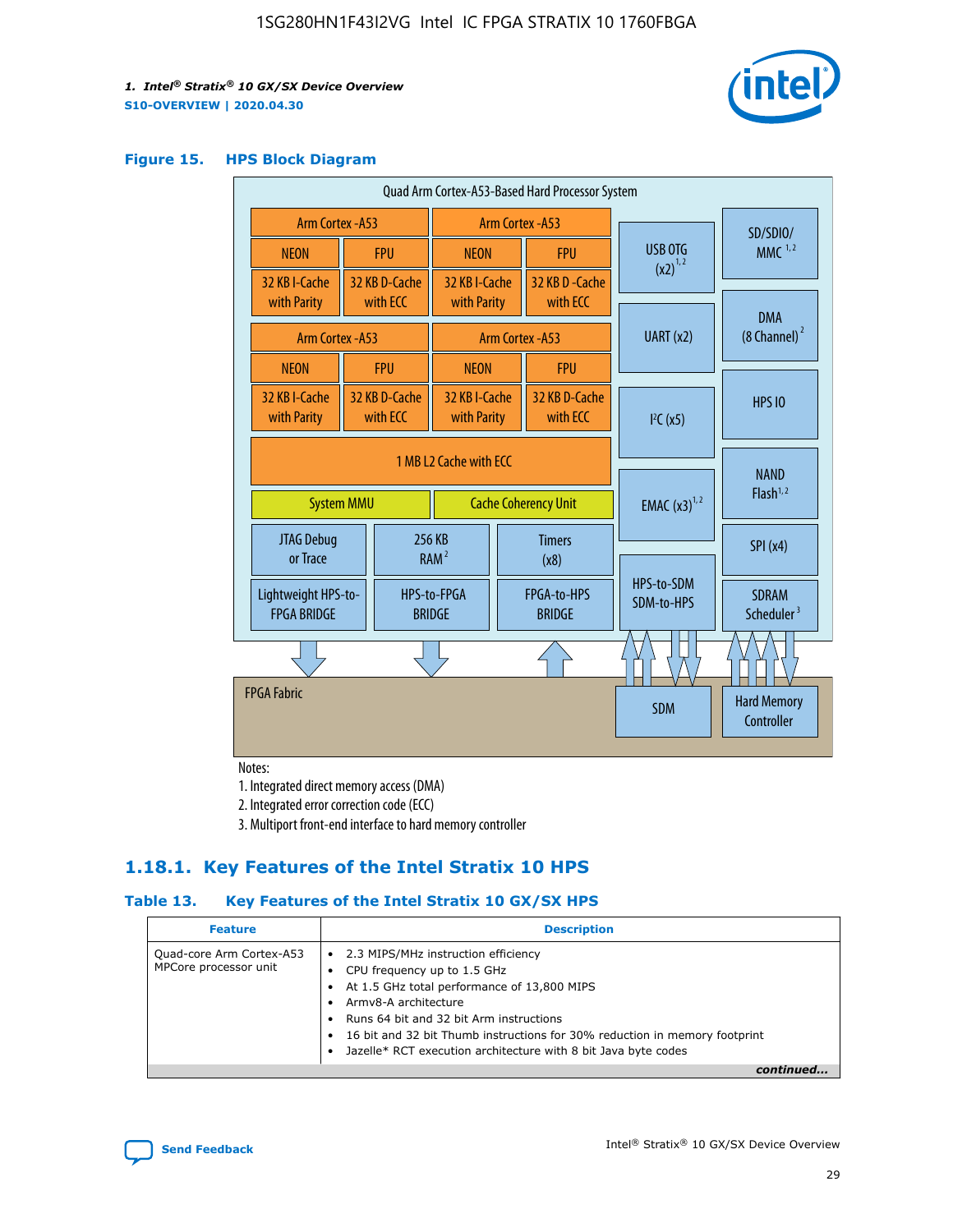**Figure 15. HPS Block Diagram**

Quad Arm Cortex-A53-Based Hard Processor System

| Arm Cortex-A53 | | Arm Cortex-A53 | |
|---|---|---|---|
| NEON | FPU | NEON | FPU |
| 32 KB I-Cache with Parity | 32 KB D-Cache with ECC | 32 KB I-Cache with Parity | 32 KB D-Cache with ECC |

| Arm Cortex-A53 | | Arm Cortex-A53 | |
|---|---|---|---|
| NEON | FPU | NEON | FPU |
| 32 KB I-Cache with Parity | 32 KB D-Cache with ECC | 32 KB I-Cache with Parity | 32 KB D-Cache with ECC |

1 MB L2 Cache with ECC

System MMU | Cache Coherency Unit

JTAG Debug or Trace | 256 KB RAM [2] | Timers (x8)

Lightweight HPS-to-FPGA BRIDGE | HPS-to-FPGA BRIDGE | FPGA-to-HPS BRIDGE

USB OTG (x2) [1,2] | UART (x2) | I²C (x5) | EMAC (x3) [1,2] | HPS-to-SDM SDM-to-HPS

SD/SDIO/MMC [1,2] | DMA (8 Channel) [2] | HPS IO | NAND Flash [1,2] | SPI (x4) | SDRAM Scheduler [3]

FPGA Fabric | SDM | Hard Memory Controller

Notes:

1. Integrated direct memory access (DMA)
2. Integrated error correction code (ECC)
3. Multiport front-end interface to hard memory controller

## 1.18.1. Key Features of the Intel Stratix 10 HPS

**Table 13. Key Features of the Intel Stratix 10 GX/SX HPS**

| Feature | Description |
|---|---|
| Quad-core Arm Cortex-A53 MPCore processor unit | • 2.3 MIPS/MHz instruction efficiency<br>• CPU frequency up to 1.5 GHz<br>• At 1.5 GHz total performance of 13,800 MIPS<br>• Armv8-A architecture<br>• Runs 64 bit and 32 bit Arm instructions<br>• 16 bit and 32 bit Thumb instructions for 30% reduction in memory footprint<br>• Jazelle* RCT execution architecture with 8 bit Java byte codes |

*continued...*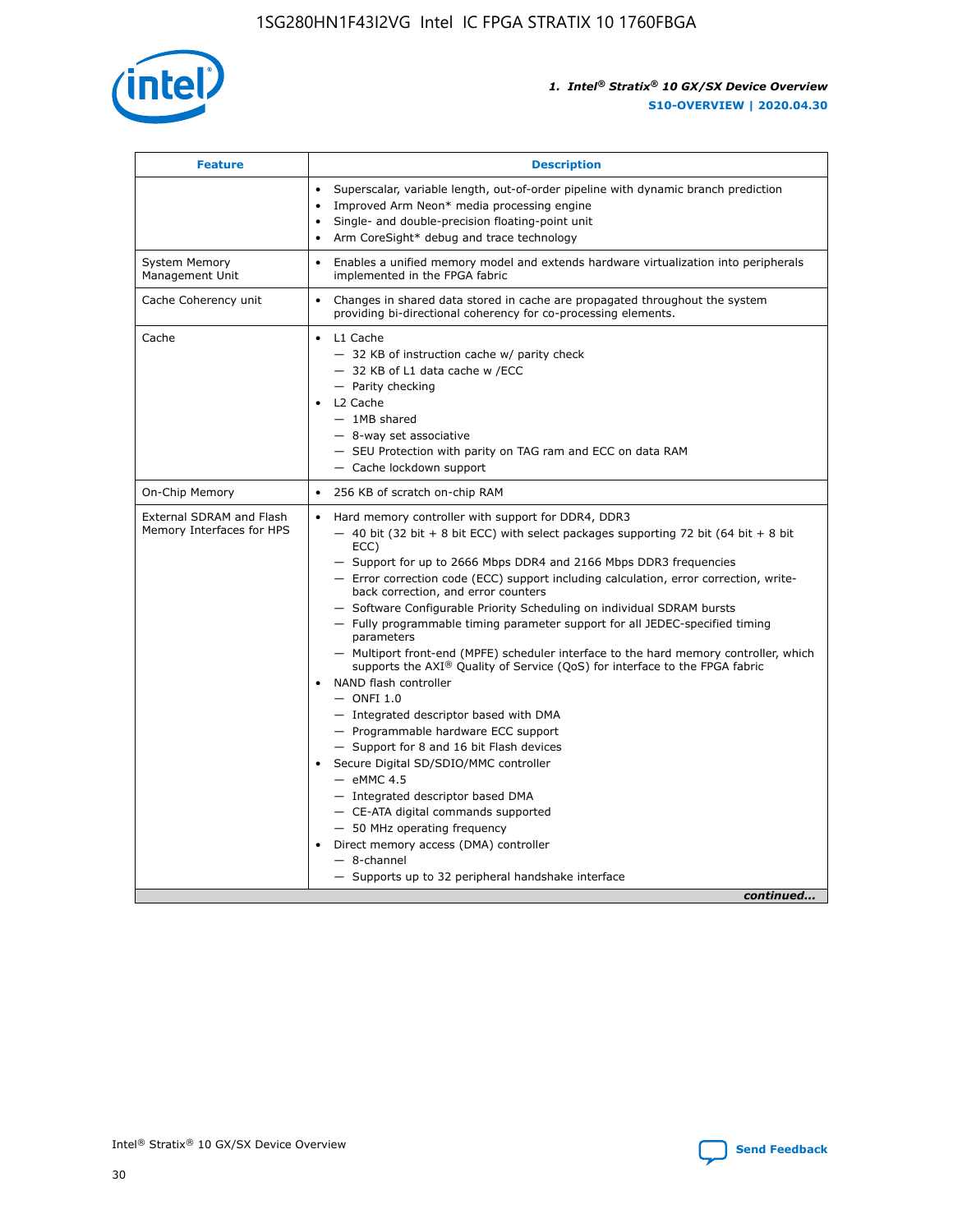| Feature | Description |
| --- | --- |
| | • Superscalar, variable length, out-of-order pipeline with dynamic branch prediction<br>• Improved Arm Neon* media processing engine<br>• Single- and double-precision floating-point unit<br>• Arm CoreSight* debug and trace technology |
| System Memory Management Unit | • Enables a unified memory model and extends hardware virtualization into peripherals implemented in the FPGA fabric |
| Cache Coherency unit | • Changes in shared data stored in cache are propagated throughout the system providing bi-directional coherency for co-processing elements. |
| Cache | • L1 Cache<br>— 32 KB of instruction cache w/ parity check<br>— 32 KB of L1 data cache w /ECC<br>— Parity checking<br>• L2 Cache<br>— 1MB shared<br>— 8-way set associative<br>— SEU Protection with parity on TAG ram and ECC on data RAM<br>— Cache lockdown support |
| On-Chip Memory | • 256 KB of scratch on-chip RAM |
| External SDRAM and Flash Memory Interfaces for HPS | • Hard memory controller with support for DDR4, DDR3<br>— 40 bit (32 bit + 8 bit ECC) with select packages supporting 72 bit (64 bit + 8 bit ECC)<br>— Support for up to 2666 Mbps DDR4 and 2166 Mbps DDR3 frequencies<br>— Error correction code (ECC) support including calculation, error correction, write-back correction, and error counters<br>— Software Configurable Priority Scheduling on individual SDRAM bursts<br>— Fully programmable timing parameter support for all JEDEC-specified timing parameters<br>— Multiport front-end (MPFE) scheduler interface to the hard memory controller, which supports the AXI® Quality of Service (QoS) for interface to the FPGA fabric<br>• NAND flash controller<br>— ONFI 1.0<br>— Integrated descriptor based with DMA<br>— Programmable hardware ECC support<br>— Support for 8 and 16 bit Flash devices<br>• Secure Digital SD/SDIO/MMC controller<br>— eMMC 4.5<br>— Integrated descriptor based DMA<br>— CE-ATA digital commands supported<br>— 50 MHz operating frequency<br>• Direct memory access (DMA) controller<br>— 8-channel<br>— Supports up to 32 peripheral handshake interface |

*continued...*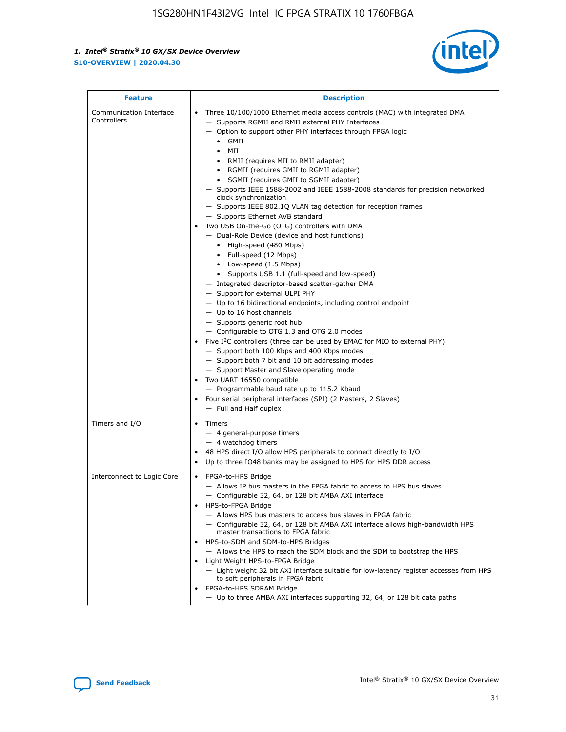| Feature | Description |
| --- | --- |
| Communication Interface Controllers | • Three 10/100/1000 Ethernet media access controls (MAC) with integrated DMA<br>— Supports RGMII and RMII external PHY Interfaces<br>— Option to support other PHY interfaces through FPGA logic<br>• GMII<br>• MII<br>• RMII (requires MII to RMII adapter)<br>• RGMII (requires GMII to RGMII adapter)<br>• SGMII (requires GMII to SGMII adapter)<br>— Supports IEEE 1588-2002 and IEEE 1588-2008 standards for precision networked clock synchronization<br>— Supports IEEE 802.1Q VLAN tag detection for reception frames<br>— Supports Ethernet AVB standard<br>• Two USB On-the-Go (OTG) controllers with DMA<br>— Dual-Role Device (device and host functions)<br>• High-speed (480 Mbps)<br>• Full-speed (12 Mbps)<br>• Low-speed (1.5 Mbps)<br>• Supports USB 1.1 (full-speed and low-speed)<br>— Integrated descriptor-based scatter-gather DMA<br>— Support for external ULPI PHY<br>— Up to 16 bidirectional endpoints, including control endpoint<br>— Up to 16 host channels<br>— Supports generic root hub<br>— Configurable to OTG 1.3 and OTG 2.0 modes<br>• Five I$^2$C controllers (three can be used by EMAC for MIO to external PHY)<br>— Support both 100 Kbps and 400 Kbps modes<br>— Support both 7 bit and 10 bit addressing modes<br>— Support Master and Slave operating mode<br>• Two UART 16550 compatible<br>— Programmable baud rate up to 115.2 Kbaud<br>• Four serial peripheral interfaces (SPI) (2 Masters, 2 Slaves)<br>— Full and Half duplex |
| Timers and I/O | • Timers<br>— 4 general-purpose timers<br>— 4 watchdog timers<br>• 48 HPS direct I/O allow HPS peripherals to connect directly to I/O<br>• Up to three IO48 banks may be assigned to HPS for HPS DDR access |
| Interconnect to Logic Core | • FPGA-to-HPS Bridge<br>— Allows IP bus masters in the FPGA fabric to access to HPS bus slaves<br>— Configurable 32, 64, or 128 bit AMBA AXI interface<br>• HPS-to-FPGA Bridge<br>— Allows HPS bus masters to access bus slaves in FPGA fabric<br>— Configurable 32, 64, or 128 bit AMBA AXI interface allows high-bandwidth HPS master transactions to FPGA fabric<br>• HPS-to-SDM and SDM-to-HPS Bridges<br>— Allows the HPS to reach the SDM block and the SDM to bootstrap the HPS<br>• Light Weight HPS-to-FPGA Bridge<br>— Light weight 32 bit AXI interface suitable for low-latency register accesses from HPS to soft peripherals in FPGA fabric<br>• FPGA-to-HPS SDRAM Bridge<br>— Up to three AMBA AXI interfaces supporting 32, 64, or 128 bit data paths |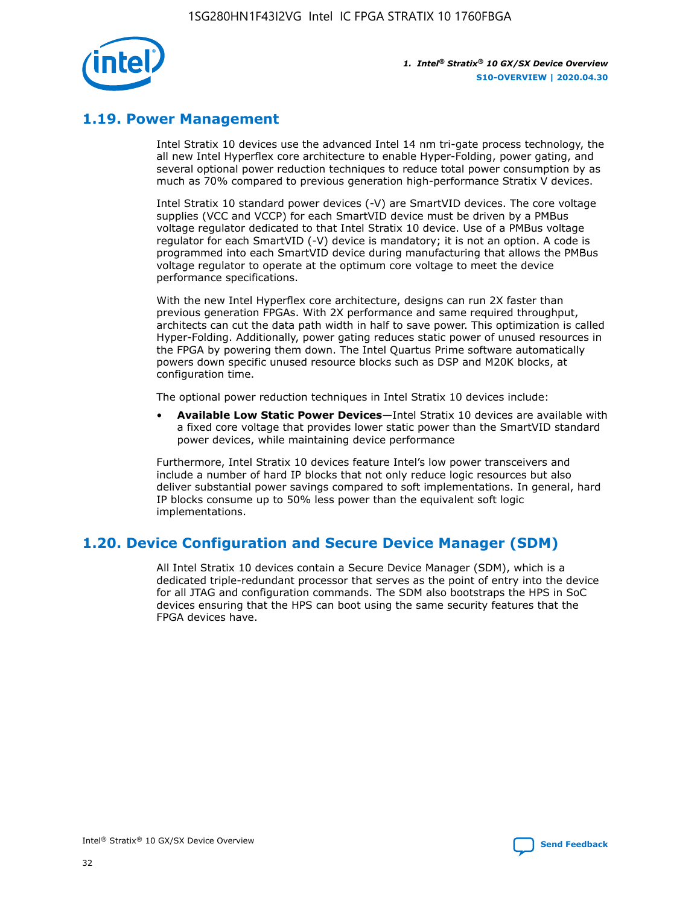## 1.19. Power Management

Intel Stratix 10 devices use the advanced Intel 14 nm tri-gate process technology, the all new Intel Hyperflex core architecture to enable Hyper-Folding, power gating, and several optional power reduction techniques to reduce total power consumption by as much as 70% compared to previous generation high-performance Stratix V devices.

Intel Stratix 10 standard power devices (-V) are SmartVID devices. The core voltage supplies (VCC and VCCP) for each SmartVID device must be driven by a PMBus voltage regulator dedicated to that Intel Stratix 10 device. Use of a PMBus voltage regulator for each SmartVID (-V) device is mandatory; it is not an option. A code is programmed into each SmartVID device during manufacturing that allows the PMBus voltage regulator to operate at the optimum core voltage to meet the device performance specifications.

With the new Intel Hyperflex core architecture, designs can run 2X faster than previous generation FPGAs. With 2X performance and same required throughput, architects can cut the data path width in half to save power. This optimization is called Hyper-Folding. Additionally, power gating reduces static power of unused resources in the FPGA by powering them down. The Intel Quartus Prime software automatically powers down specific unused resource blocks such as DSP and M20K blocks, at configuration time.

The optional power reduction techniques in Intel Stratix 10 devices include:

- **Available Low Static Power Devices**—Intel Stratix 10 devices are available with a fixed core voltage that provides lower static power than the SmartVID standard power devices, while maintaining device performance

Furthermore, Intel Stratix 10 devices feature Intel's low power transceivers and include a number of hard IP blocks that not only reduce logic resources but also deliver substantial power savings compared to soft implementations. In general, hard IP blocks consume up to 50% less power than the equivalent soft logic implementations.

## 1.20. Device Configuration and Secure Device Manager (SDM)

All Intel Stratix 10 devices contain a Secure Device Manager (SDM), which is a dedicated triple-redundant processor that serves as the point of entry into the device for all JTAG and configuration commands. The SDM also bootstraps the HPS in SoC devices ensuring that the HPS can boot using the same security features that the FPGA devices have.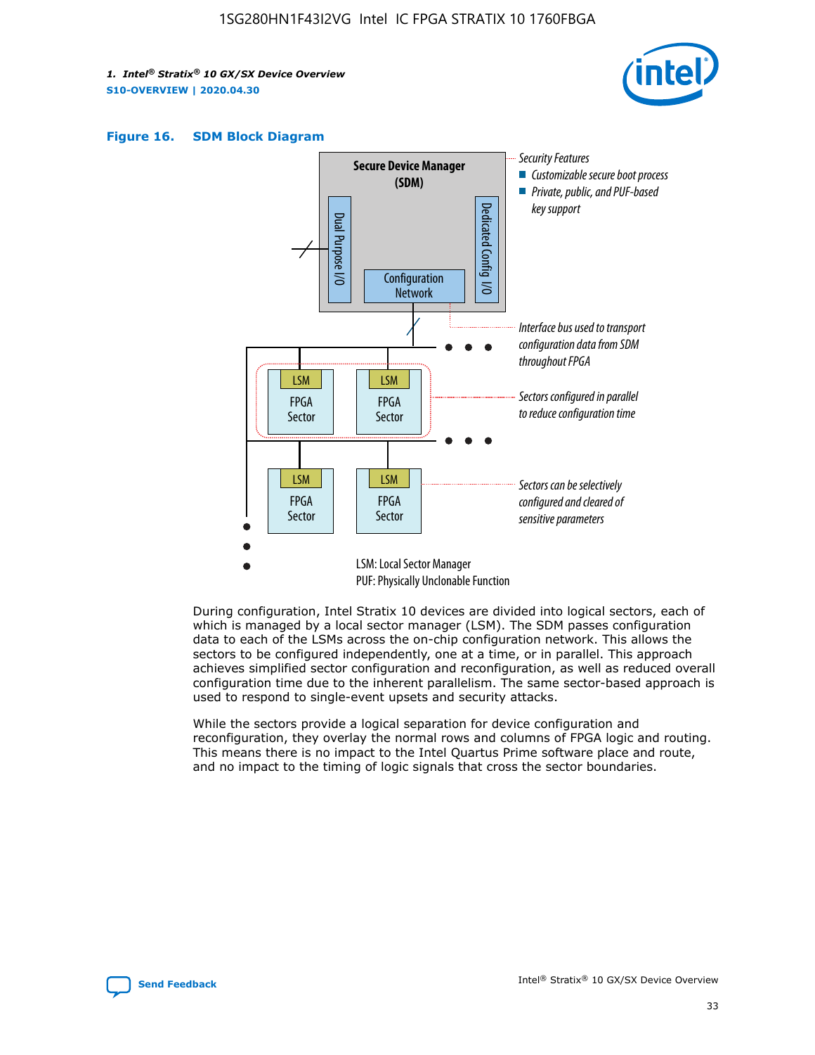**Figure 16. SDM Block Diagram**

Secure Device Manager (SDM)

Dual Purpose I/O

Dedicated Config I/O

Configuration Network

LSM FPGA Sector

Security Features
- Customizable secure boot process
- Private, public, and PUF-based key support

Interface bus used to transport configuration data from SDM throughout FPGA

Sectors configured in parallel to reduce configuration time

Sectors can be selectively configured and cleared of sensitive parameters

LSM: Local Sector Manager
PUF: Physically Unclonable Function

During configuration, Intel Stratix 10 devices are divided into logical sectors, each of which is managed by a local sector manager (LSM). The SDM passes configuration data to each of the LSMs across the on-chip configuration network. This allows the sectors to be configured independently, one at a time, or in parallel. This approach achieves simplified sector configuration and reconfiguration, as well as reduced overall configuration time due to the inherent parallelism. The same sector-based approach is used to respond to single-event upsets and security attacks.

While the sectors provide a logical separation for device configuration and reconfiguration, they overlay the normal rows and columns of FPGA logic and routing. This means there is no impact to the Intel Quartus Prime software place and route, and no impact to the timing of logic signals that cross the sector boundaries.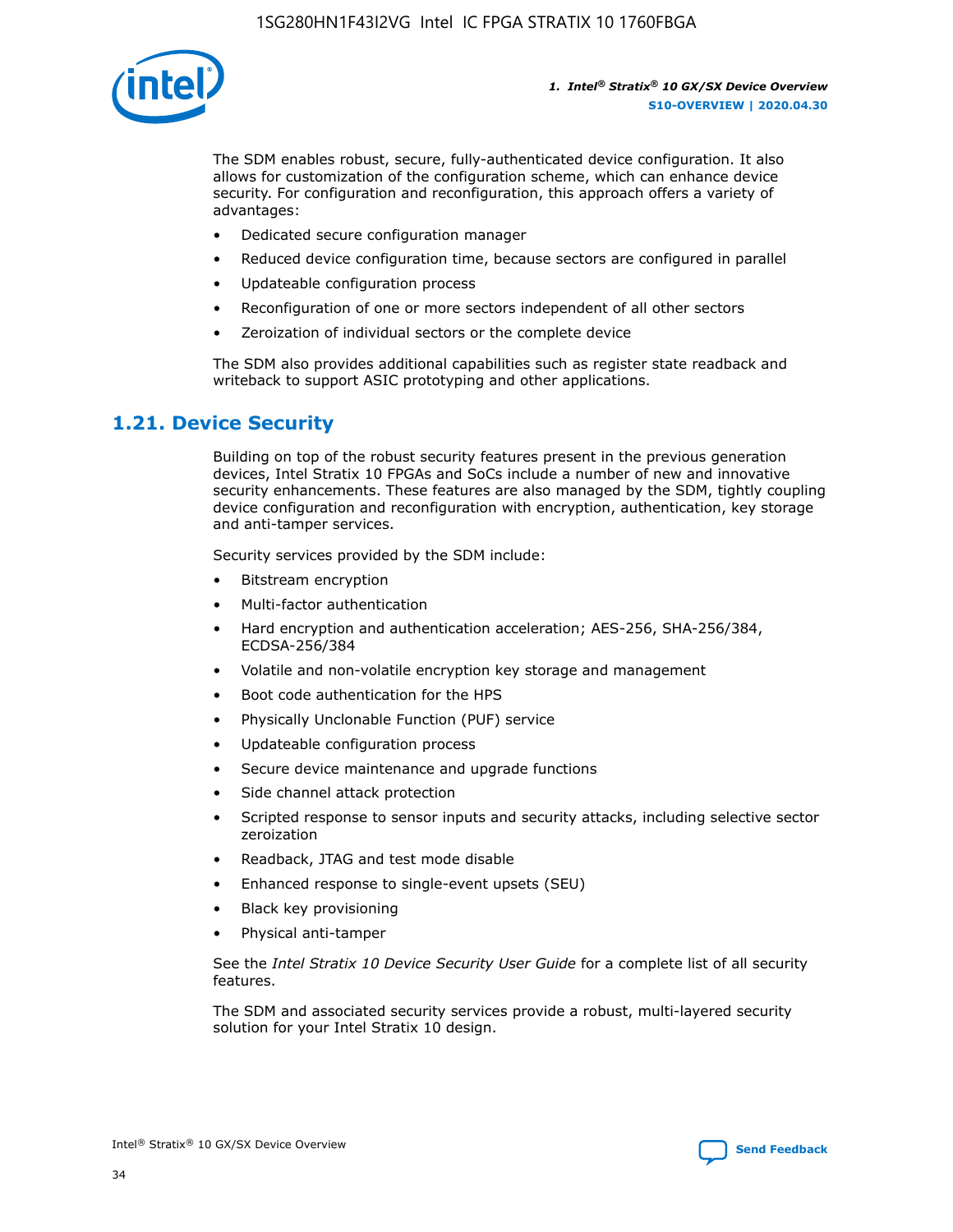The SDM enables robust, secure, fully-authenticated device configuration. It also allows for customization of the configuration scheme, which can enhance device security. For configuration and reconfiguration, this approach offers a variety of advantages:

- Dedicated secure configuration manager
- Reduced device configuration time, because sectors are configured in parallel
- Updateable configuration process
- Reconfiguration of one or more sectors independent of all other sectors
- Zeroization of individual sectors or the complete device

The SDM also provides additional capabilities such as register state readback and writeback to support ASIC prototyping and other applications.

## 1.21. Device Security

Building on top of the robust security features present in the previous generation devices, Intel Stratix 10 FPGAs and SoCs include a number of new and innovative security enhancements. These features are also managed by the SDM, tightly coupling device configuration and reconfiguration with encryption, authentication, key storage and anti-tamper services.

Security services provided by the SDM include:

- Bitstream encryption
- Multi-factor authentication
- Hard encryption and authentication acceleration; AES-256, SHA-256/384, ECDSA-256/384
- Volatile and non-volatile encryption key storage and management
- Boot code authentication for the HPS
- Physically Unclonable Function (PUF) service
- Updateable configuration process
- Secure device maintenance and upgrade functions
- Side channel attack protection
- Scripted response to sensor inputs and security attacks, including selective sector zeroization
- Readback, JTAG and test mode disable
- Enhanced response to single-event upsets (SEU)
- Black key provisioning
- Physical anti-tamper

See the *Intel Stratix 10 Device Security User Guide* for a complete list of all security features.

The SDM and associated security services provide a robust, multi-layered security solution for your Intel Stratix 10 design.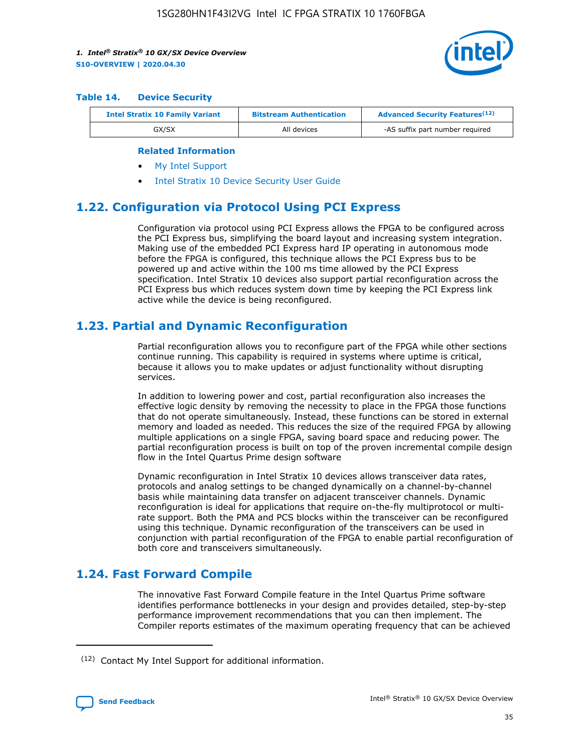#### Table 14. Device Security

| Intel Stratix 10 Family Variant | Bitstream Authentication | Advanced Security Features[12] |
|---|---|---|
| GX/SX | All devices | -AS suffix part number required |

**Related Information**

- My Intel Support
- Intel Stratix 10 Device Security User Guide

## 1.22. Configuration via Protocol Using PCI Express

Configuration via protocol using PCI Express allows the FPGA to be configured across the PCI Express bus, simplifying the board layout and increasing system integration. Making use of the embedded PCI Express hard IP operating in autonomous mode before the FPGA is configured, this technique allows the PCI Express bus to be powered up and active within the 100 ms time allowed by the PCI Express specification. Intel Stratix 10 devices also support partial reconfiguration across the PCI Express bus which reduces system down time by keeping the PCI Express link active while the device is being reconfigured.

## 1.23. Partial and Dynamic Reconfiguration

Partial reconfiguration allows you to reconfigure part of the FPGA while other sections continue running. This capability is required in systems where uptime is critical, because it allows you to make updates or adjust functionality without disrupting services.

In addition to lowering power and cost, partial reconfiguration also increases the effective logic density by removing the necessity to place in the FPGA those functions that do not operate simultaneously. Instead, these functions can be stored in external memory and loaded as needed. This reduces the size of the required FPGA by allowing multiple applications on a single FPGA, saving board space and reducing power. The partial reconfiguration process is built on top of the proven incremental compile design flow in the Intel Quartus Prime design software

Dynamic reconfiguration in Intel Stratix 10 devices allows transceiver data rates, protocols and analog settings to be changed dynamically on a channel-by-channel basis while maintaining data transfer on adjacent transceiver channels. Dynamic reconfiguration is ideal for applications that require on-the-fly multiprotocol or multi-rate support. Both the PMA and PCS blocks within the transceiver can be reconfigured using this technique. Dynamic reconfiguration of the transceivers can be used in conjunction with partial reconfiguration of the FPGA to enable partial reconfiguration of both core and transceivers simultaneously.

## 1.24. Fast Forward Compile

The innovative Fast Forward Compile feature in the Intel Quartus Prime software identifies performance bottlenecks in your design and provides detailed, step-by-step performance improvement recommendations that you can then implement. The Compiler reports estimates of the maximum operating frequency that can be achieved

---

[12] Contact My Intel Support for additional information.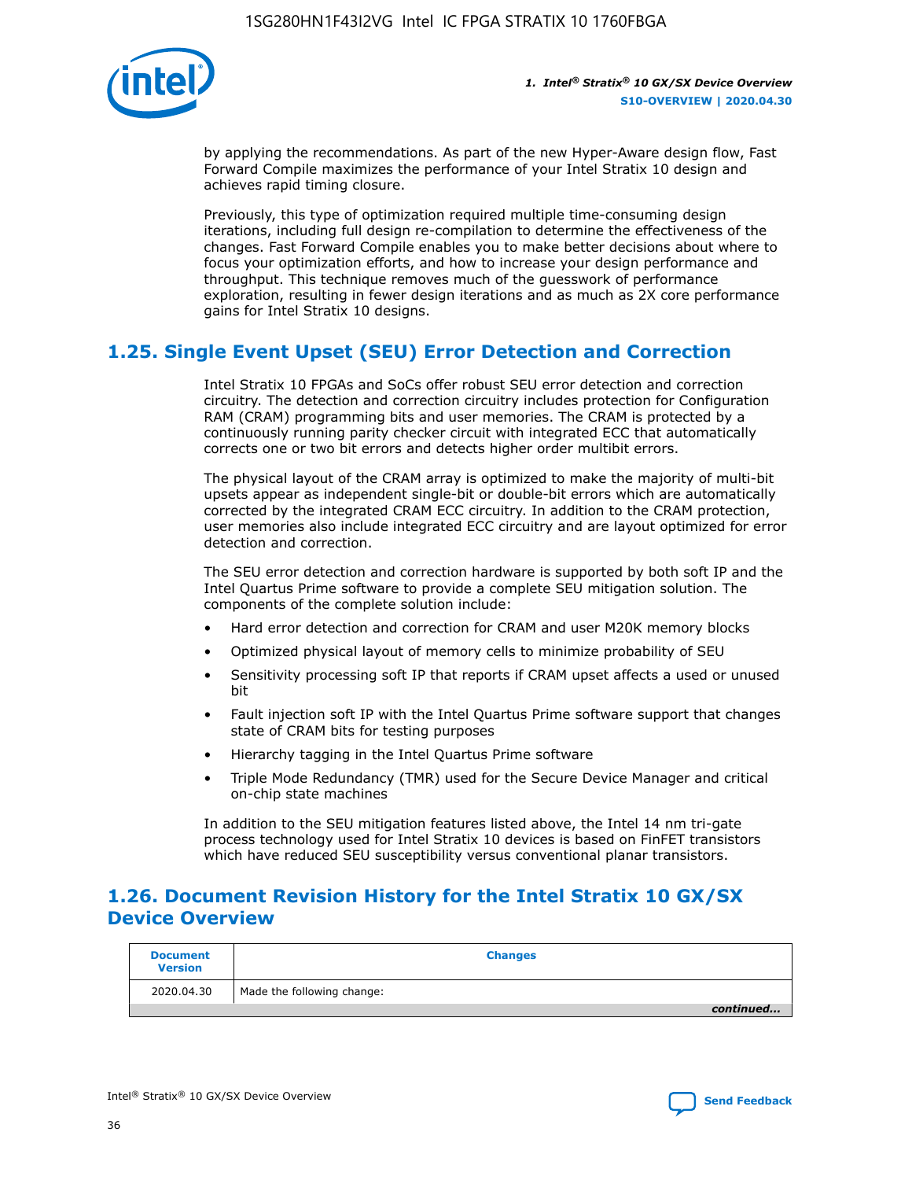by applying the recommendations. As part of the new Hyper-Aware design flow, Fast Forward Compile maximizes the performance of your Intel Stratix 10 design and achieves rapid timing closure.

Previously, this type of optimization required multiple time-consuming design iterations, including full design re-compilation to determine the effectiveness of the changes. Fast Forward Compile enables you to make better decisions about where to focus your optimization efforts, and how to increase your design performance and throughput. This technique removes much of the guesswork of performance exploration, resulting in fewer design iterations and as much as 2X core performance gains for Intel Stratix 10 designs.

## 1.25. Single Event Upset (SEU) Error Detection and Correction

Intel Stratix 10 FPGAs and SoCs offer robust SEU error detection and correction circuitry. The detection and correction circuitry includes protection for Configuration RAM (CRAM) programming bits and user memories. The CRAM is protected by a continuously running parity checker circuit with integrated ECC that automatically corrects one or two bit errors and detects higher order multibit errors.

The physical layout of the CRAM array is optimized to make the majority of multi-bit upsets appear as independent single-bit or double-bit errors which are automatically corrected by the integrated CRAM ECC circuitry. In addition to the CRAM protection, user memories also include integrated ECC circuitry and are layout optimized for error detection and correction.

The SEU error detection and correction hardware is supported by both soft IP and the Intel Quartus Prime software to provide a complete SEU mitigation solution. The components of the complete solution include:

- Hard error detection and correction for CRAM and user M20K memory blocks
- Optimized physical layout of memory cells to minimize probability of SEU
- Sensitivity processing soft IP that reports if CRAM upset affects a used or unused bit
- Fault injection soft IP with the Intel Quartus Prime software support that changes state of CRAM bits for testing purposes
- Hierarchy tagging in the Intel Quartus Prime software
- Triple Mode Redundancy (TMR) used for the Secure Device Manager and critical on-chip state machines

In addition to the SEU mitigation features listed above, the Intel 14 nm tri-gate process technology used for Intel Stratix 10 devices is based on FinFET transistors which have reduced SEU susceptibility versus conventional planar transistors.

## 1.26. Document Revision History for the Intel Stratix 10 GX/SX Device Overview

| Document Version | Changes |
| --- | --- |
| 2020.04.30 | Made the following change: |

*continued...*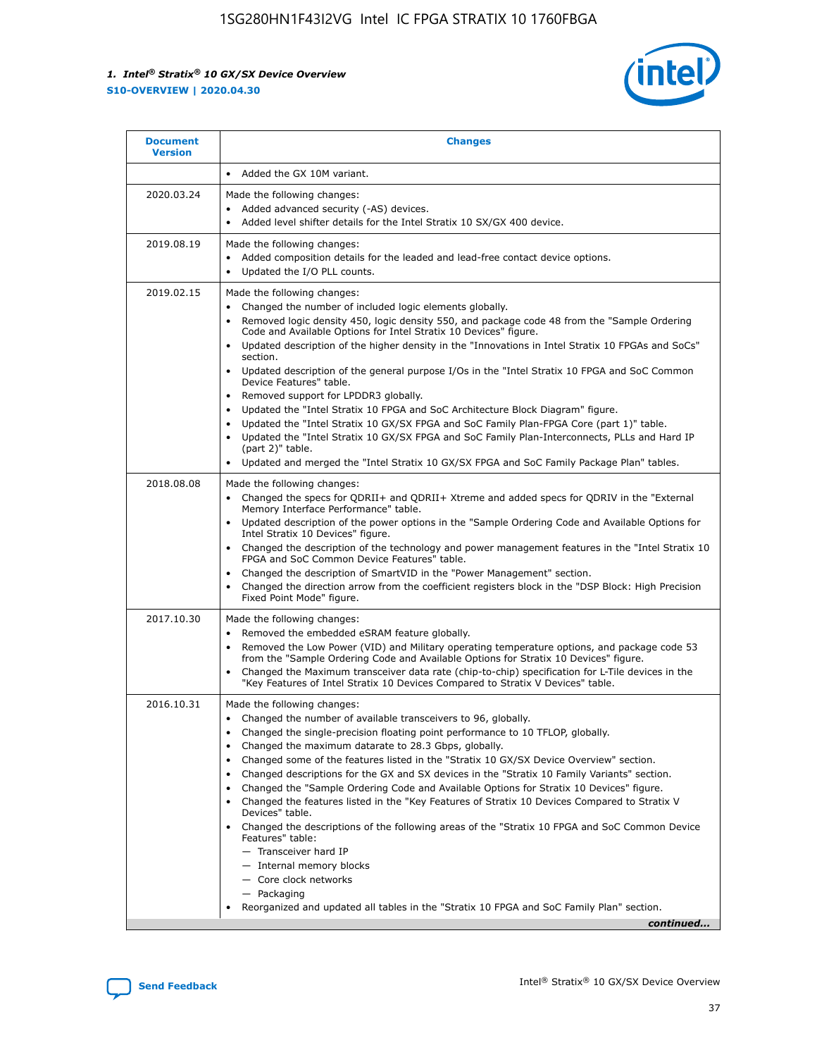| Document Version | Changes |
| --- | --- |
| | • Added the GX 10M variant. |
| 2020.03.24 | Made the following changes:<br>• Added advanced security (-AS) devices.<br>• Added level shifter details for the Intel Stratix 10 SX/GX 400 device. |
| 2019.08.19 | Made the following changes:<br>• Added composition details for the leaded and lead-free contact device options.<br>• Updated the I/O PLL counts. |
| 2019.02.15 | Made the following changes:<br>• Changed the number of included logic elements globally.<br>• Removed logic density 450, logic density 550, and package code 48 from the "Sample Ordering Code and Available Options for Intel Stratix 10 Devices" figure.<br>• Updated description of the higher density in the "Innovations in Intel Stratix 10 FPGAs and SoCs" section.<br>• Updated description of the general purpose I/Os in the "Intel Stratix 10 FPGA and SoC Common Device Features" table.<br>• Removed support for LPDDR3 globally.<br>• Updated the "Intel Stratix 10 FPGA and SoC Architecture Block Diagram" figure.<br>• Updated the "Intel Stratix 10 GX/SX FPGA and SoC Family Plan-FPGA Core (part 1)" table.<br>• Updated the "Intel Stratix 10 GX/SX FPGA and SoC Family Plan-Interconnects, PLLs and Hard IP (part 2)" table.<br>• Updated and merged the "Intel Stratix 10 GX/SX FPGA and SoC Family Package Plan" tables. |
| 2018.08.08 | Made the following changes:<br>• Changed the specs for QDRII+ and QDRII+ Xtreme and added specs for QDRIV in the "External Memory Interface Performance" table.<br>• Updated description of the power options in the "Sample Ordering Code and Available Options for Intel Stratix 10 Devices" figure.<br>• Changed the description of the technology and power management features in the "Intel Stratix 10 FPGA and SoC Common Device Features" table.<br>• Changed the description of SmartVID in the "Power Management" section.<br>• Changed the direction arrow from the coefficient registers block in the "DSP Block: High Precision Fixed Point Mode" figure. |
| 2017.10.30 | Made the following changes:<br>• Removed the embedded eSRAM feature globally.<br>• Removed the Low Power (VID) and Military operating temperature options, and package code 53 from the "Sample Ordering Code and Available Options for Stratix 10 Devices" figure.<br>• Changed the Maximum transceiver data rate (chip-to-chip) specification for L-Tile devices in the "Key Features of Intel Stratix 10 Devices Compared to Stratix V Devices" table. |
| 2016.10.31 | Made the following changes:<br>• Changed the number of available transceivers to 96, globally.<br>• Changed the single-precision floating point performance to 10 TFLOP, globally.<br>• Changed the maximum datarate to 28.3 Gbps, globally.<br>• Changed some of the features listed in the "Stratix 10 GX/SX Device Overview" section.<br>• Changed descriptions for the GX and SX devices in the "Stratix 10 Family Variants" section.<br>• Changed the "Sample Ordering Code and Available Options for Stratix 10 Devices" figure.<br>• Changed the features listed in the "Key Features of Stratix 10 Devices Compared to Stratix V Devices" table.<br>• Changed the descriptions of the following areas of the "Stratix 10 FPGA and SoC Common Device Features" table:<br>— Transceiver hard IP<br>— Internal memory blocks<br>— Core clock networks<br>— Packaging<br>• Reorganized and updated all tables in the "Stratix 10 FPGA and SoC Family Plan" section. |

*continued...*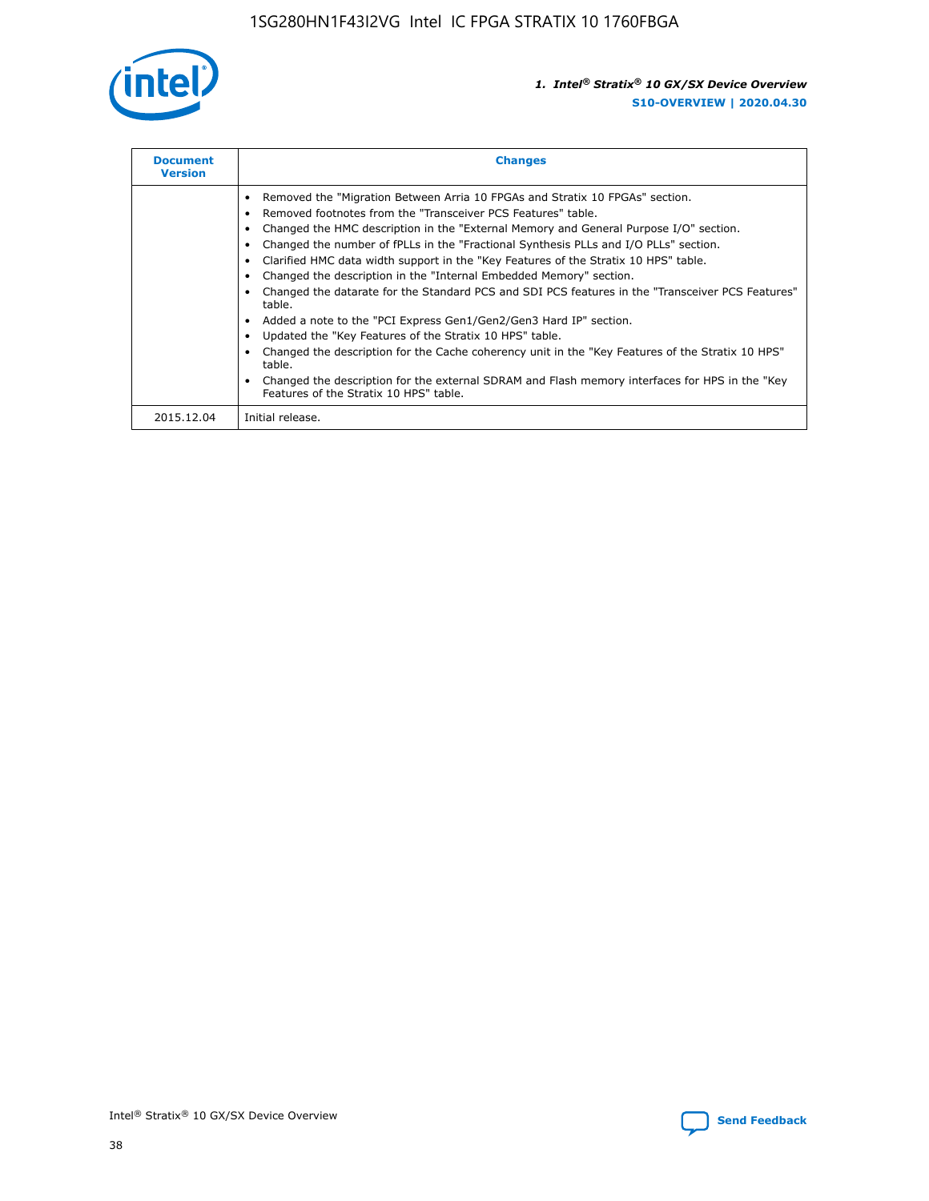| Document Version | Changes |
| --- | --- |
| | • Removed the "Migration Between Arria 10 FPGAs and Stratix 10 FPGAs" section.<br>• Removed footnotes from the "Transceiver PCS Features" table.<br>• Changed the HMC description in the "External Memory and General Purpose I/O" section.<br>• Changed the number of fPLLs in the "Fractional Synthesis PLLs and I/O PLLs" section.<br>• Clarified HMC data width support in the "Key Features of the Stratix 10 HPS" table.<br>• Changed the description in the "Internal Embedded Memory" section.<br>• Changed the datarate for the Standard PCS and SDI PCS features in the "Transceiver PCS Features" table.<br>• Added a note to the "PCI Express Gen1/Gen2/Gen3 Hard IP" section.<br>• Updated the "Key Features of the Stratix 10 HPS" table.<br>• Changed the description for the Cache coherency unit in the "Key Features of the Stratix 10 HPS" table.<br>• Changed the description for the external SDRAM and Flash memory interfaces for HPS in the "Key Features of the Stratix 10 HPS" table. |
| 2015.12.04 | Initial release. |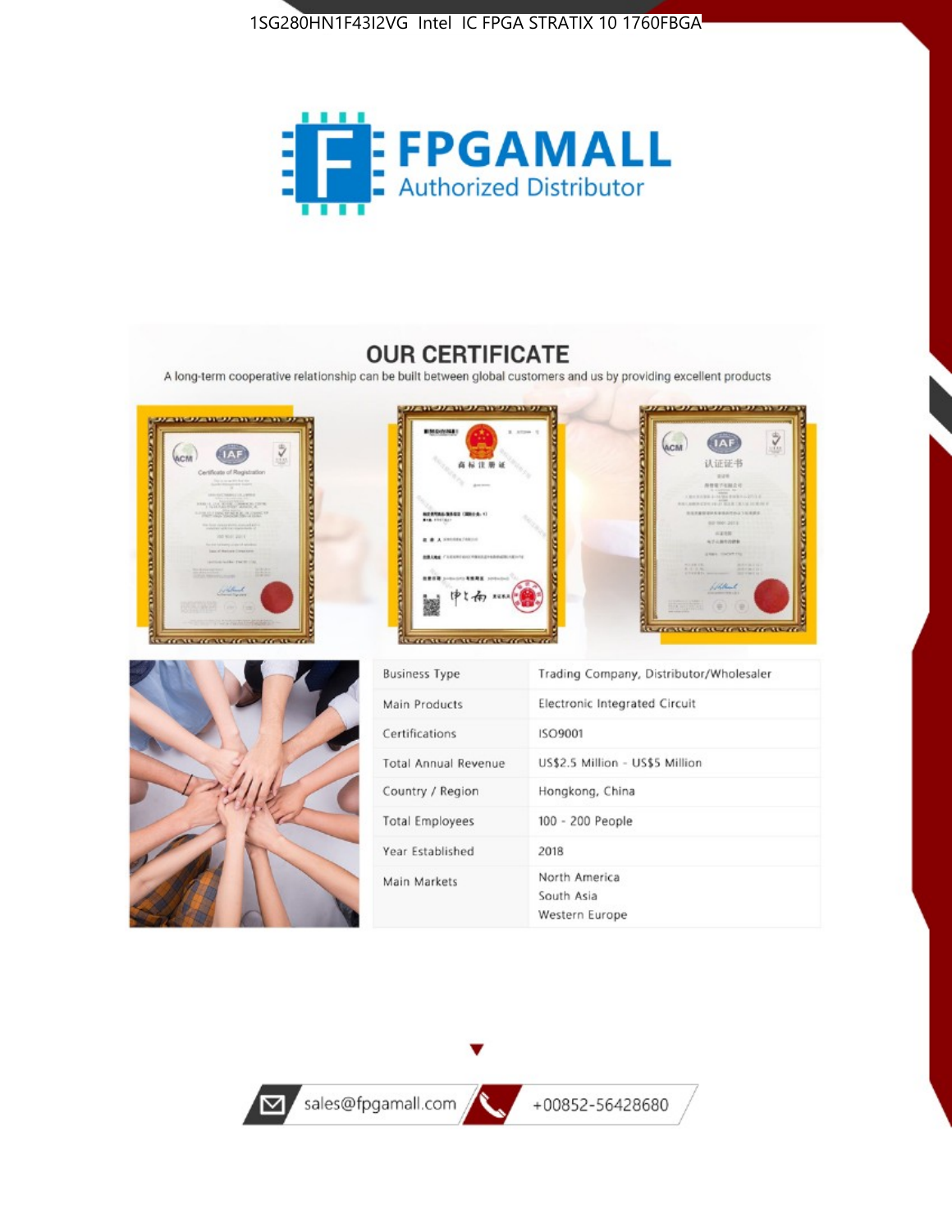# FPGAMALL

Authorized Distributor

## OUR CERTIFICATE

A long-term cooperative relationship can be built between global customers and us by providing excellent products

| | |
|---|---|
| Business Type | Trading Company, Distributor/Wholesaler |
| Main Products | Electronic Integrated Circuit |
| Certifications | ISO9001 |
| Total Annual Revenue | US$2.5 Million - US$5 Million |
| Country / Region | Hongkong, China |
| Total Employees | 100 - 200 People |
| Year Established | 2018 |
| Main Markets | North America<br>South Asia<br>Western Europe |

sales@fpgamall.com

+00852-56428680